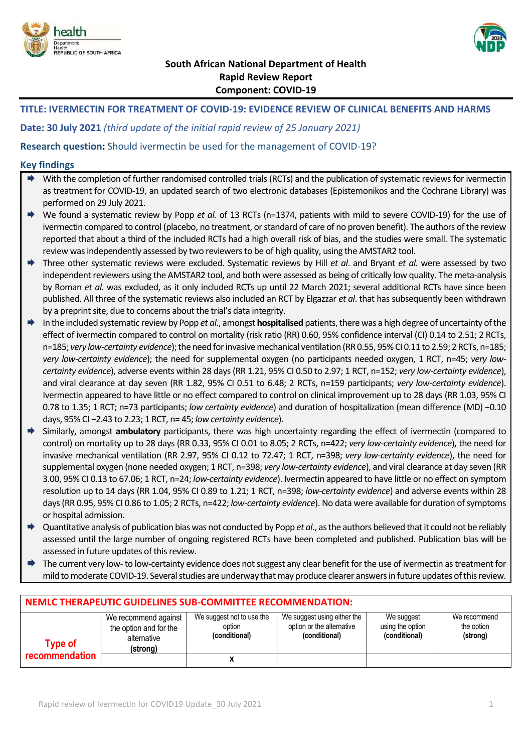South African National Department of Health
Rapid Review Report
Component: COVID-19

**TITLE: IVERMECTIN FOR TREATMENT OF COVID-19: EVIDENCE REVIEW OF CLINICAL BENEFITS AND HARMS**

**Date: 30 July 2021** *(third update of the initial rapid review of 25 January 2021)*

**Research question:** Should ivermectin be used for the management of COVID-19?

## Key findings

- With the completion of further randomised controlled trials (RCTs) and the publication of systematic reviews for ivermectin as treatment for COVID-19, an updated search of two electronic databases (Epistemonikos and the Cochrane Library) was performed on 29 July 2021.
- We found a systematic review by Popp *et al.* of 13 RCTs (n=1374, patients with mild to severe COVID-19) for the use of ivermectin compared to control (placebo, no treatment, or standard of care of no proven benefit). The authors of the review reported that about a third of the included RCTs had a high overall risk of bias, and the studies were small. The systematic review was independently assessed by two reviewers to be of high quality, using the AMSTAR2 tool.
- Three other systematic reviews were excluded. Systematic reviews by Hill *et al*. and Bryant *et al.* were assessed by two independent reviewers using the AMSTAR2 tool, and both were assessed as being of critically low quality. The meta-analysis by Roman *et al.* was excluded, as it only included RCTs up until 22 March 2021; several additional RCTs have since been published. All three of the systematic reviews also included an RCT by Elgazzar *et al*. that has subsequently been withdrawn by a preprint site, due to concerns about the trial's data integrity.
- In the included systematic review by Popp *et al*., amongst **hospitalised** patients, there was a high degree of uncertainty of the effect of ivermectin compared to control on mortality (risk ratio (RR) 0.60, 95% confidence interval (CI) 0.14 to 2.51; 2 RCTs, n=185; *very low-certainty evidence*); the need for invasive mechanical ventilation (RR 0.55, 95% CI 0.11 to 2.59; 2 RCTs, n=185; *very low-certainty evidence*); the need for supplemental oxygen (no participants needed oxygen, 1 RCT, n=45; *very low-certainty evidence*), adverse events within 28 days (RR 1.21, 95% CI 0.50 to 2.97; 1 RCT, n=152; *very low-certainty evidence*), and viral clearance at day seven (RR 1.82, 95% CI 0.51 to 6.48; 2 RCTs, n=159 participants; *very low-certainty evidence*). Ivermectin appeared to have little or no effect compared to control on clinical improvement up to 28 days (RR 1.03, 95% CI 0.78 to 1.35; 1 RCT; n=73 participants; *low certainty evidence*) and duration of hospitalization (mean difference (MD) −0.10 days, 95% CI −2.43 to 2.23; 1 RCT, n= 45; *low certainty evidence*).
- Similarly, amongst **ambulatory** participants, there was high uncertainty regarding the effect of ivermectin (compared to control) on mortality up to 28 days (RR 0.33, 95% CI 0.01 to 8.05; 2 RCTs, n=422; *very low-certainty evidence*), the need for invasive mechanical ventilation (RR 2.97, 95% CI 0.12 to 72.47; 1 RCT, n=398; *very low-certainty evidence*), the need for supplemental oxygen (none needed oxygen; 1 RCT, n=398; *very low-certainty evidence*), and viral clearance at day seven (RR 3.00, 95% CI 0.13 to 67.06; 1 RCT, n=24; *low-certainty evidence*). Ivermectin appeared to have little or no effect on symptom resolution up to 14 days (RR 1.04, 95% CI 0.89 to 1.21; 1 RCT, n=398; *low-certainty evidence*) and adverse events within 28 days (RR 0.95, 95% CI 0.86 to 1.05; 2 RCTs, n=422; *low-certainty evidence*). No data were available for duration of symptoms or hospital admission.
- Quantitative analysis of publication bias was not conducted by Popp *et al*., as the authors believed that it could not be reliably assessed until the large number of ongoing registered RCTs have been completed and published. Publication bias will be assessed in future updates of this review.
- The current very low- to low-certainty evidence does not suggest any clear benefit for the use of ivermectin as treatment for mild to moderate COVID-19. Several studies are underway that may produce clearer answers in future updates of this review.

**NEMLC THERAPEUTIC GUIDELINES SUB-COMMITTEE RECOMMENDATION:**

| Type of recommendation | We recommend against the option and for the alternative **(strong)** | We suggest not to use the option **(conditional)** | We suggest using either the option or the alternative **(conditional)** | We suggest using the option **(conditional)** | We recommend the option **(strong)** |
|---|---|---|---|---|---|
| | | X | | | |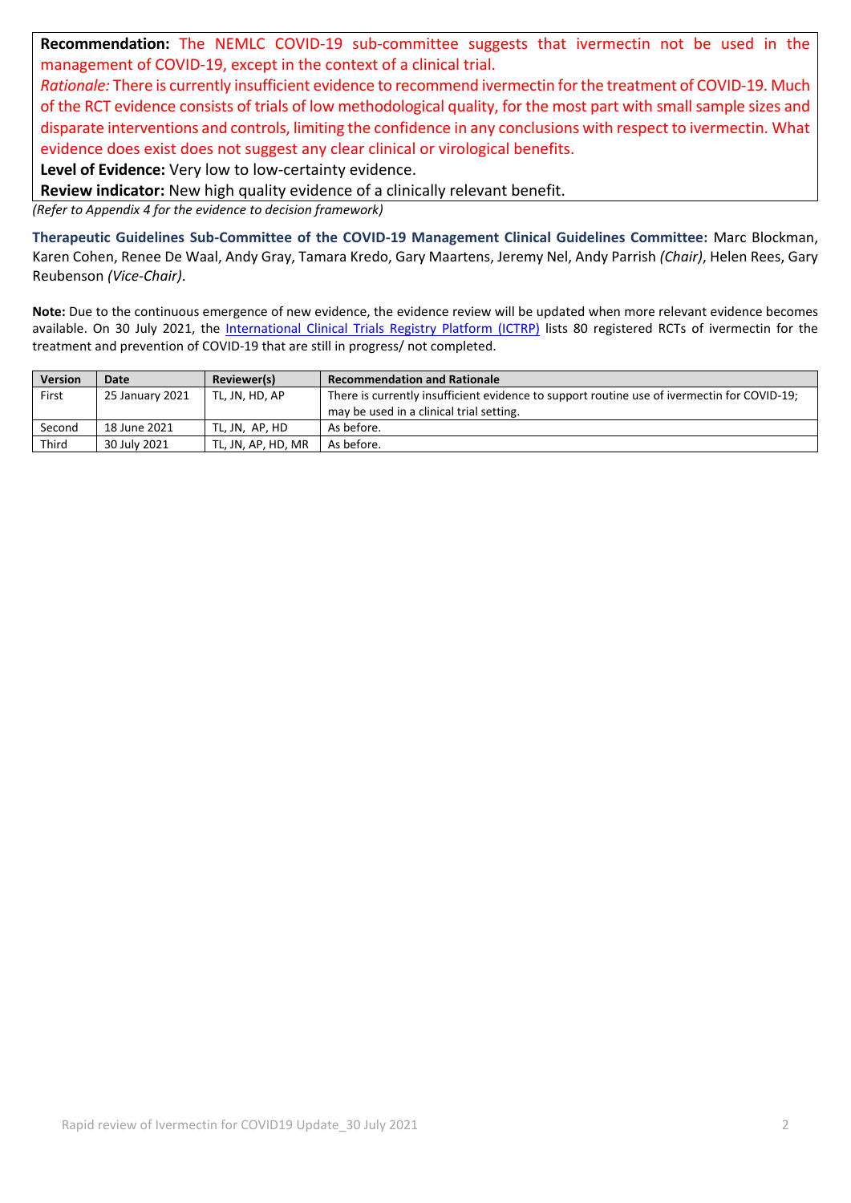**Recommendation:** The NEMLC COVID-19 sub-committee suggests that ivermectin not be used in the management of COVID-19, except in the context of a clinical trial.

*Rationale:* There is currently insufficient evidence to recommend ivermectin for the treatment of COVID-19. Much of the RCT evidence consists of trials of low methodological quality, for the most part with small sample sizes and disparate interventions and controls, limiting the confidence in any conclusions with respect to ivermectin. What evidence does exist does not suggest any clear clinical or virological benefits.

**Level of Evidence:** Very low to low-certainty evidence.

**Review indicator:** New high quality evidence of a clinically relevant benefit.

*(Refer to Appendix 4 for the evidence to decision framework)*

**Therapeutic Guidelines Sub-Committee of the COVID-19 Management Clinical Guidelines Committee:** Marc Blockman, Karen Cohen, Renee De Waal, Andy Gray, Tamara Kredo, Gary Maartens, Jeremy Nel, Andy Parrish *(Chair)*, Helen Rees, Gary Reubenson *(Vice-Chair)*.

**Note:** Due to the continuous emergence of new evidence, the evidence review will be updated when more relevant evidence becomes available. On 30 July 2021, the International Clinical Trials Registry Platform (ICTRP) lists 80 registered RCTs of ivermectin for the treatment and prevention of COVID-19 that are still in progress/ not completed.

| Version | Date | Reviewer(s) | Recommendation and Rationale |
|---|---|---|---|
| First | 25 January 2021 | TL, JN, HD, AP | There is currently insufficient evidence to support routine use of ivermectin for COVID-19; may be used in a clinical trial setting. |
| Second | 18 June 2021 | TL, JN, AP, HD | As before. |
| Third | 30 July 2021 | TL, JN, AP, HD, MR | As before. |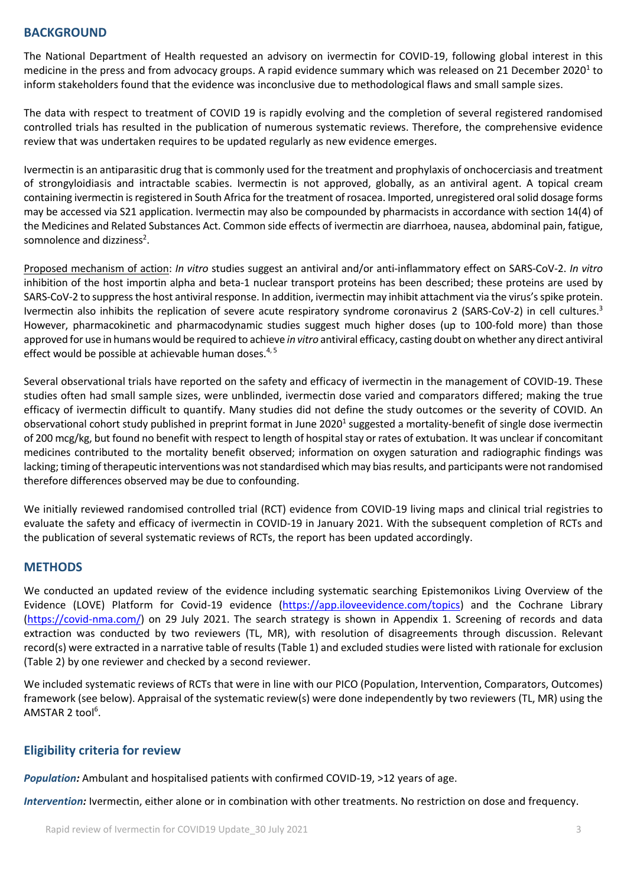## BACKGROUND

The National Department of Health requested an advisory on ivermectin for COVID-19, following global interest in this medicine in the press and from advocacy groups. A rapid evidence summary which was released on 21 December 2020[1] to inform stakeholders found that the evidence was inconclusive due to methodological flaws and small sample sizes.

The data with respect to treatment of COVID 19 is rapidly evolving and the completion of several registered randomised controlled trials has resulted in the publication of numerous systematic reviews. Therefore, the comprehensive evidence review that was undertaken requires to be updated regularly as new evidence emerges.

Ivermectin is an antiparasitic drug that is commonly used for the treatment and prophylaxis of onchocerciasis and treatment of strongyloidiasis and intractable scabies. Ivermectin is not approved, globally, as an antiviral agent. A topical cream containing ivermectin is registered in South Africa for the treatment of rosacea. Imported, unregistered oral solid dosage forms may be accessed via S21 application. Ivermectin may also be compounded by pharmacists in accordance with section 14(4) of the Medicines and Related Substances Act. Common side effects of ivermectin are diarrhoea, nausea, abdominal pain, fatigue, somnolence and dizziness[2].

Proposed mechanism of action: *In vitro* studies suggest an antiviral and/or anti-inflammatory effect on SARS-CoV-2. *In vitro* inhibition of the host importin alpha and beta-1 nuclear transport proteins has been described; these proteins are used by SARS-CoV-2 to suppress the host antiviral response. In addition, ivermectin may inhibit attachment via the virus's spike protein. Ivermectin also inhibits the replication of severe acute respiratory syndrome coronavirus 2 (SARS-CoV-2) in cell cultures.[3] However, pharmacokinetic and pharmacodynamic studies suggest much higher doses (up to 100-fold more) than those approved for use in humans would be required to achieve *in vitro* antiviral efficacy, casting doubt on whether any direct antiviral effect would be possible at achievable human doses.[4, 5]

Several observational trials have reported on the safety and efficacy of ivermectin in the management of COVID-19. These studies often had small sample sizes, were unblinded, ivermectin dose varied and comparators differed; making the true efficacy of ivermectin difficult to quantify. Many studies did not define the study outcomes or the severity of COVID. An observational cohort study published in preprint format in June 2020[1] suggested a mortality-benefit of single dose ivermectin of 200 mcg/kg, but found no benefit with respect to length of hospital stay or rates of extubation. It was unclear if concomitant medicines contributed to the mortality benefit observed; information on oxygen saturation and radiographic findings was lacking; timing of therapeutic interventions was not standardised which may bias results, and participants were not randomised therefore differences observed may be due to confounding.

We initially reviewed randomised controlled trial (RCT) evidence from COVID-19 living maps and clinical trial registries to evaluate the safety and efficacy of ivermectin in COVID-19 in January 2021. With the subsequent completion of RCTs and the publication of several systematic reviews of RCTs, the report has been updated accordingly.

## METHODS

We conducted an updated review of the evidence including systematic searching Epistemonikos Living Overview of the Evidence (LOVE) Platform for Covid-19 evidence (https://app.iloveevidence.com/topics) and the Cochrane Library (https://covid-nma.com/) on 29 July 2021. The search strategy is shown in Appendix 1. Screening of records and data extraction was conducted by two reviewers (TL, MR), with resolution of disagreements through discussion. Relevant record(s) were extracted in a narrative table of results (Table 1) and excluded studies were listed with rationale for exclusion (Table 2) by one reviewer and checked by a second reviewer.

We included systematic reviews of RCTs that were in line with our PICO (Population, Intervention, Comparators, Outcomes) framework (see below). Appraisal of the systematic review(s) were done independently by two reviewers (TL, MR) using the AMSTAR 2 tool[6].

### Eligibility criteria for review

***Population:*** Ambulant and hospitalised patients with confirmed COVID-19, >12 years of age.

***Intervention:*** Ivermectin, either alone or in combination with other treatments. No restriction on dose and frequency.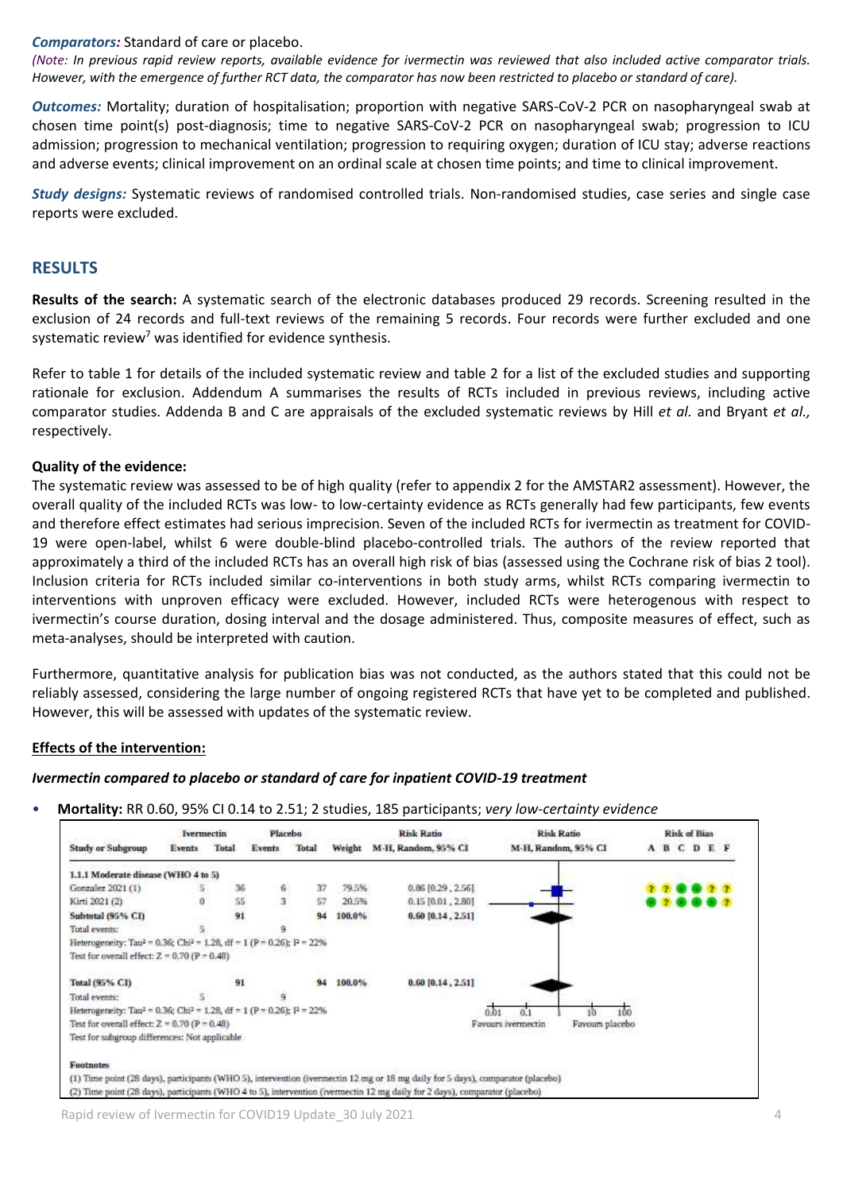***Comparators:*** Standard of care or placebo.

*(Note: In previous rapid review reports, available evidence for ivermectin was reviewed that also included active comparator trials. However, with the emergence of further RCT data, the comparator has now been restricted to placebo or standard of care).*

***Outcomes:*** Mortality; duration of hospitalisation; proportion with negative SARS-CoV-2 PCR on nasopharyngeal swab at chosen time point(s) post-diagnosis; time to negative SARS-CoV-2 PCR on nasopharyngeal swab; progression to ICU admission; progression to mechanical ventilation; progression to requiring oxygen; duration of ICU stay; adverse reactions and adverse events; clinical improvement on an ordinal scale at chosen time points; and time to clinical improvement.

***Study designs:*** Systematic reviews of randomised controlled trials. Non-randomised studies, case series and single case reports were excluded.

## RESULTS

**Results of the search:** A systematic search of the electronic databases produced 29 records. Screening resulted in the exclusion of 24 records and full-text reviews of the remaining 5 records. Four records were further excluded and one systematic review[7] was identified for evidence synthesis.

Refer to table 1 for details of the included systematic review and table 2 for a list of the excluded studies and supporting rationale for exclusion. Addendum A summarises the results of RCTs included in previous reviews, including active comparator studies. Addenda B and C are appraisals of the excluded systematic reviews by Hill *et al.* and Bryant *et al.,* respectively.

**Quality of the evidence:**

The systematic review was assessed to be of high quality (refer to appendix 2 for the AMSTAR2 assessment). However, the overall quality of the included RCTs was low- to low-certainty evidence as RCTs generally had few participants, few events and therefore effect estimates had serious imprecision. Seven of the included RCTs for ivermectin as treatment for COVID-19 were open-label, whilst 6 were double-blind placebo-controlled trials. The authors of the review reported that approximately a third of the included RCTs has an overall high risk of bias (assessed using the Cochrane risk of bias 2 tool). Inclusion criteria for RCTs included similar co-interventions in both study arms, whilst RCTs comparing ivermectin to interventions with unproven efficacy were excluded. However, included RCTs were heterogenous with respect to ivermectin's course duration, dosing interval and the dosage administered. Thus, composite measures of effect, such as meta-analyses, should be interpreted with caution.

Furthermore, quantitative analysis for publication bias was not conducted, as the authors stated that this could not be reliably assessed, considering the large number of ongoing registered RCTs that have yet to be completed and published. However, this will be assessed with updates of the systematic review.

**<u>Effects of the intervention:</u>**

***Ivermectin compared to placebo or standard of care for inpatient COVID-19 treatment***

- **Mortality:** RR 0.60, 95% CI 0.14 to 2.51; 2 studies, 185 participants; *very low-certainty evidence*

| Study or Subgroup | Ivermectin Events | Ivermectin Total | Placebo Events | Placebo Total | Weight | Risk Ratio M-H, Random, 95% CI | Risk of Bias A B C D E F |
|---|---|---|---|---|---|---|---|
| **1.1.1 Moderate disease (WHO 4 to 5)** | | | | | | | |
| Gonzalez 2021 (1) | 5 | 36 | 6 | 37 | 79.5% | 0.86 [0.29 , 2.56] | ? ? + + ? ? |
| Kirti 2021 (2) | 0 | 55 | 3 | 57 | 20.5% | 0.15 [0.01 , 2.80] | + ? + + + ? |
| **Subtotal (95% CI)** | | **91** | | **94** | **100.0%** | **0.60 [0.14 , 2.51]** | |
| Total events: | 5 | | 9 | | | | |
| Heterogeneity: Tau² = 0.36; Chi² = 1.28, df = 1 (P = 0.26); I² = 22% | | | | | | | |
| Test for overall effect: Z = 0.70 (P = 0.48) | | | | | | | |
| **Total (95% CI)** | | **91** | | **94** | **100.0%** | **0.60 [0.14 , 2.51]** | |
| Total events: | 5 | | 9 | | | | |
| Heterogeneity: Tau² = 0.36; Chi² = 1.28, df = 1 (P = 0.26); I² = 22% | | | | | | | |
| Test for overall effect: Z = 0.70 (P = 0.48) | | | | | | | |
| Test for subgroup differences: Not applicable | | | | | | | |

Favours ivermectin — Favours placebo (axis: 0.01, 0.1, 1, 10, 100)

Footnotes

(1) Time point (28 days), participants (WHO 5), intervention (ivermectin 12 mg or 18 mg daily for 5 days), comparator (placebo)

(2) Time point (28 days), participants (WHO 4 to 5), intervention (ivermectin 12 mg daily for 2 days), comparator (placebo)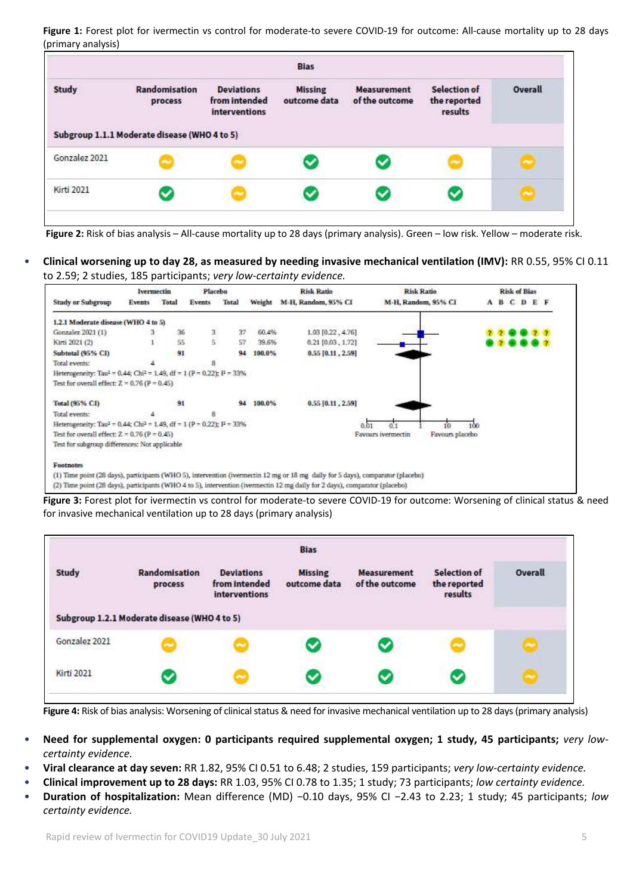**Figure 1:** Forest plot for ivermectin vs control for moderate-to severe COVID-19 for outcome: All-cause mortality up to 28 days (primary analysis)

| Study | Randomisation process | Deviations from intended interventions | Missing outcome data | Measurement of the outcome | Selection of the reported results | Overall |
|---|---|---|---|---|---|---|
| **Subgroup 1.1.1 Moderate disease (WHO 4 to 5)** | | | | | | |
| Gonzalez 2021 | Moderate | Moderate | Low | Low | Moderate | Moderate |
| Kirti 2021 | Low | Moderate | Low | Low | Low | Moderate |

**Figure 2:** Risk of bias analysis – All-cause mortality up to 28 days (primary analysis). Green – low risk. Yellow – moderate risk.

- **Clinical worsening up to day 28, as measured by needing invasive mechanical ventilation (IMV):** RR 0.55, 95% CI 0.11 to 2.59; 2 studies, 185 participants; *very low-certainty evidence.*

| Study or Subgroup | Ivermectin Events | Ivermectin Total | Placebo Events | Placebo Total | Weight | Risk Ratio M-H, Random, 95% CI | Risk of Bias A B C D E F |
|---|---|---|---|---|---|---|---|
| **1.2.1 Moderate disease (WHO 4 to 5)** | | | | | | | |
| Gonzalez 2021 (1) | 3 | 36 | 3 | 37 | 60.4% | 1.03 [0.22 , 4.76] | ? ? + + ? ? |
| Kirti 2021 (2) | 1 | 55 | 5 | 57 | 39.6% | 0.21 [0.03 , 1.72] | + ? + + + ? |
| **Subtotal (95% CI)** | | 91 | | 94 | 100.0% | 0.55 [0.11 , 2.59] | |
| Total events: | 4 | | 8 | | | | |
| **Total (95% CI)** | | 91 | | 94 | 100.0% | 0.55 [0.11 , 2.59] | |
| Total events: | 4 | | 8 | | | | |

Subgroup: Heterogeneity: $Tau^2 = 0.44$; $Chi^2 = 1.49$, $df = 1$ ($P = 0.22$); $I^2 = 33\%$
Test for overall effect: $Z = 0.76$ ($P = 0.45$)

Total: Heterogeneity: $Tau^2 = 0.44$; $Chi^2 = 1.49$, $df = 1$ ($P = 0.22$); $I^2 = 33\%$
Test for overall effect: $Z = 0.76$ ($P = 0.45$)
Test for subgroup differences: Not applicable

Axis: 0.01, 0.1, 1, 10, 100 — Favours ivermectin / Favours placebo

**Footnotes**
(1) Time point (28 days), participants (WHO 5), intervention (ivermectin 12 mg or 18 mg daily for 5 days), comparator (placebo)
(2) Time point (28 days), participants (WHO 4 to 5), intervention (ivermectin 12 mg daily for 2 days), comparator (placebo)

**Figure 3:** Forest plot for ivermectin vs control for moderate-to severe COVID-19 for outcome: Worsening of clinical status & need for invasive mechanical ventilation up to 28 days (primary analysis)

| Study | Randomisation process | Deviations from intended interventions | Missing outcome data | Measurement of the outcome | Selection of the reported results | Overall |
|---|---|---|---|---|---|---|
| **Subgroup 1.2.1 Moderate disease (WHO 4 to 5)** | | | | | | |
| Gonzalez 2021 | Moderate | Moderate | Low | Low | Moderate | Moderate |
| Kirti 2021 | Low | Moderate | Low | Low | Low | Moderate |

**Figure 4:** Risk of bias analysis: Worsening of clinical status & need for invasive mechanical ventilation up to 28 days (primary analysis)

- **Need for supplemental oxygen: 0 participants required supplemental oxygen; 1 study, 45 participants;** *very low-certainty evidence.*
- **Viral clearance at day seven:** RR 1.82, 95% CI 0.51 to 6.48; 2 studies, 159 participants; *very low-certainty evidence.*
- **Clinical improvement up to 28 days:** RR 1.03, 95% CI 0.78 to 1.35; 1 study; 73 participants; *low certainty evidence.*
- **Duration of hospitalization:** Mean difference (MD) −0.10 days, 95% CI −2.43 to 2.23; 1 study; 45 participants; *low certainty evidence.*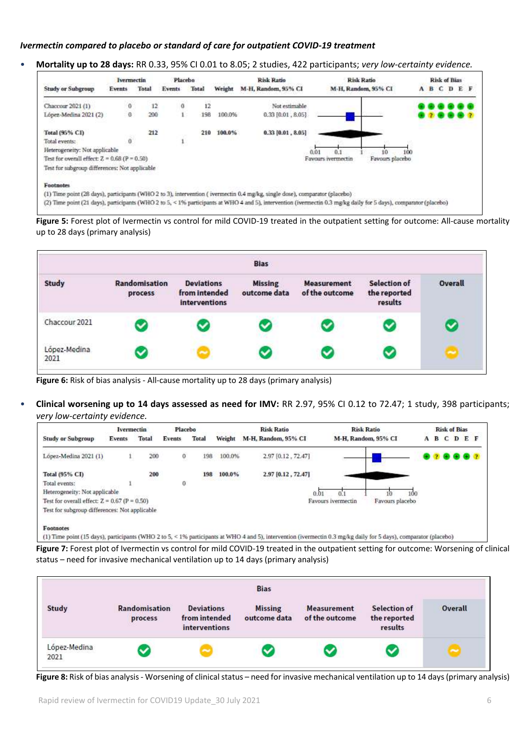***Ivermectin compared to placebo or standard of care for outpatient COVID-19 treatment***

- **Mortality up to 28 days:** RR 0.33, 95% CI 0.01 to 8.05; 2 studies, 422 participants; *very low-certainty evidence.*

| Study or Subgroup | Ivermectin Events | Ivermectin Total | Placebo Events | Placebo Total | Weight | Risk Ratio M-H, Random, 95% CI | Risk of Bias A B C D E F |
|---|---|---|---|---|---|---|---|
| Chaccour 2021 (1) | 0 | 12 | 0 | 12 | | Not estimable | + + + + + + |
| López-Medina 2021 (2) | 0 | 200 | 1 | 198 | 100.0% | 0.33 [0.01 , 8.05] | + ? + + + ? |
| **Total (95% CI)** | | **212** | | **210** | **100.0%** | **0.33 [0.01 , 8.05]** | |
| Total events: | 0 | | 1 | | | | |

Heterogeneity: Not applicable
Test for overall effect: Z = 0.68 (P = 0.50)
Test for subgroup differences: Not applicable

Favours ivermectin | Favours placebo

**Footnotes**
(1) Time point (28 days), participants (WHO 2 to 3), intervention ( ivermectin 0.4 mg/kg, single dose), comparator (placebo)
(2) Time point (21 days), participants (WHO 2 to 5, < 1% participants at WHO 4 and 5), intervention (ivermectin 0.3 mg/kg daily for 5 days), comparator (placebo)

**Figure 5:** Forest plot of Ivermectin vs control for mild COVID-19 treated in the outpatient setting for outcome: All-cause mortality up to 28 days (primary analysis)

| Study | Randomisation process | Deviations from intended interventions | Missing outcome data | Measurement of the outcome | Selection of the reported results | Overall |
|---|---|---|---|---|---|---|
| Chaccour 2021 | Low | Low | Low | Low | Low | Low |
| López-Medina 2021 | Low | Some concerns | Low | Low | Low | Some concerns |

**Figure 6:** Risk of bias analysis - All-cause mortality up to 28 days (primary analysis)

- **Clinical worsening up to 14 days assessed as need for IMV:** RR 2.97, 95% CI 0.12 to 72.47; 1 study, 398 participants; *very low-certainty evidence.*

| Study or Subgroup | Ivermectin Events | Ivermectin Total | Placebo Events | Placebo Total | Weight | Risk Ratio M-H, Random, 95% CI | Risk of Bias A B C D E F |
|---|---|---|---|---|---|---|---|
| López-Medina 2021 (1) | 1 | 200 | 0 | 198 | 100.0% | 2.97 [0.12 , 72.47] | + ? + + + ? |
| **Total (95% CI)** | | **200** | | **198** | **100.0%** | **2.97 [0.12 , 72.47]** | |
| Total events: | 1 | | 0 | | | | |

Heterogeneity: Not applicable
Test for overall effect: Z = 0.67 (P = 0.50)
Test for subgroup differences: Not applicable

Favours ivermectin | Favours placebo

**Footnotes**
(1) Time point (15 days), participants (WHO 2 to 5, < 1% participants at WHO 4 and 5), intervention (ivermectin 0.3 mg/kg daily for 5 days), comparator (placebo)

**Figure 7:** Forest plot of Ivermectin vs control for mild COVID-19 treated in the outpatient setting for outcome: Worsening of clinical status – need for invasive mechanical ventilation up to 14 days (primary analysis)

| Study | Randomisation process | Deviations from intended interventions | Missing outcome data | Measurement of the outcome | Selection of the reported results | Overall |
|---|---|---|---|---|---|---|
| López-Medina 2021 | Low | Some concerns | Low | Low | Low | Some concerns |

**Figure 8:** Risk of bias analysis - Worsening of clinical status – need for invasive mechanical ventilation up to 14 days (primary analysis)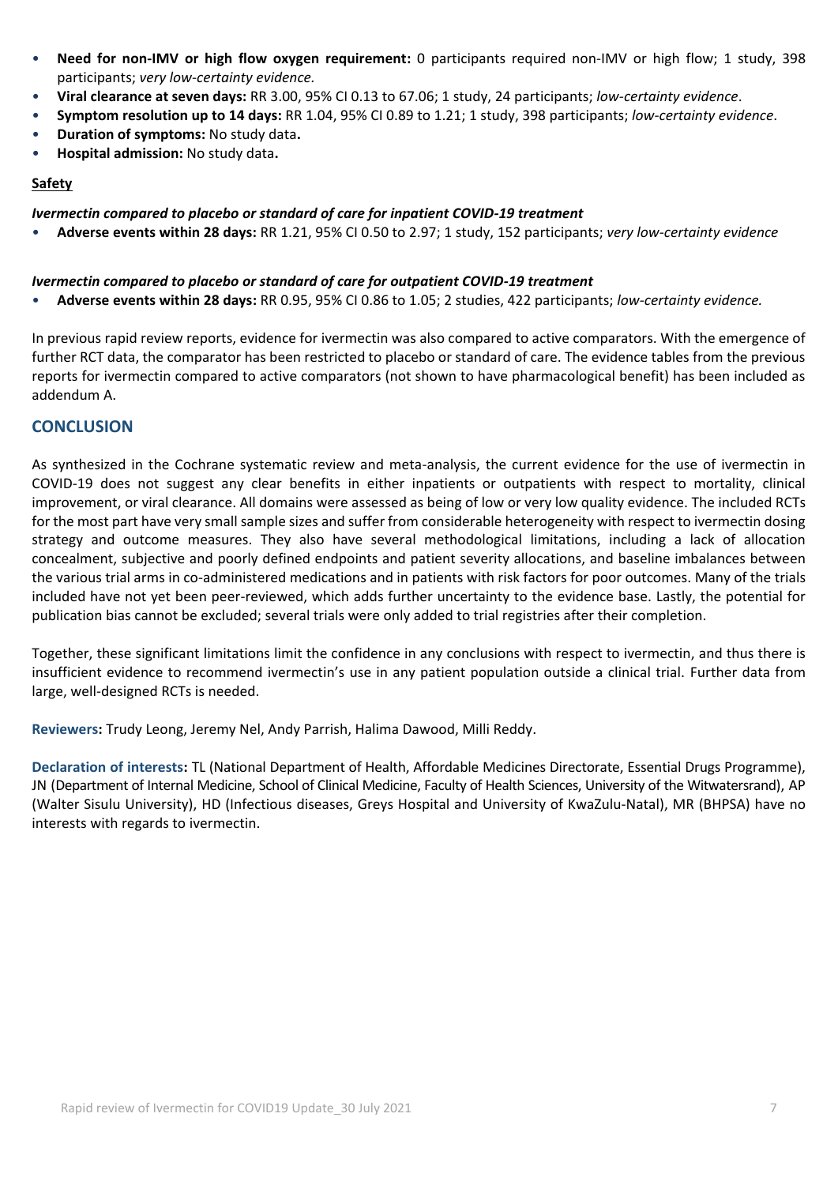- **Need for non-IMV or high flow oxygen requirement:** 0 participants required non-IMV or high flow; 1 study, 398 participants; *very low-certainty evidence.*
- **Viral clearance at seven days:** RR 3.00, 95% CI 0.13 to 67.06; 1 study, 24 participants; *low-certainty evidence*.
- **Symptom resolution up to 14 days:** RR 1.04, 95% CI 0.89 to 1.21; 1 study, 398 participants; *low-certainty evidence*.
- **Duration of symptoms:** No study data**.**
- **Hospital admission:** No study data**.**

**Safety**

***Ivermectin compared to placebo or standard of care for inpatient COVID-19 treatment***

- **Adverse events within 28 days:** RR 1.21, 95% CI 0.50 to 2.97; 1 study, 152 participants; *very low-certainty evidence*

***Ivermectin compared to placebo or standard of care for outpatient COVID-19 treatment***

- **Adverse events within 28 days:** RR 0.95, 95% CI 0.86 to 1.05; 2 studies, 422 participants; *low-certainty evidence.*

In previous rapid review reports, evidence for ivermectin was also compared to active comparators. With the emergence of further RCT data, the comparator has been restricted to placebo or standard of care. The evidence tables from the previous reports for ivermectin compared to active comparators (not shown to have pharmacological benefit) has been included as addendum A.

## CONCLUSION

As synthesized in the Cochrane systematic review and meta-analysis, the current evidence for the use of ivermectin in COVID-19 does not suggest any clear benefits in either inpatients or outpatients with respect to mortality, clinical improvement, or viral clearance. All domains were assessed as being of low or very low quality evidence. The included RCTs for the most part have very small sample sizes and suffer from considerable heterogeneity with respect to ivermectin dosing strategy and outcome measures. They also have several methodological limitations, including a lack of allocation concealment, subjective and poorly defined endpoints and patient severity allocations, and baseline imbalances between the various trial arms in co-administered medications and in patients with risk factors for poor outcomes. Many of the trials included have not yet been peer-reviewed, which adds further uncertainty to the evidence base. Lastly, the potential for publication bias cannot be excluded; several trials were only added to trial registries after their completion.

Together, these significant limitations limit the confidence in any conclusions with respect to ivermectin, and thus there is insufficient evidence to recommend ivermectin's use in any patient population outside a clinical trial. Further data from large, well-designed RCTs is needed.

**Reviewers:** Trudy Leong, Jeremy Nel, Andy Parrish, Halima Dawood, Milli Reddy.

**Declaration of interests:** TL (National Department of Health, Affordable Medicines Directorate, Essential Drugs Programme), JN (Department of Internal Medicine, School of Clinical Medicine, Faculty of Health Sciences, University of the Witwatersrand), AP (Walter Sisulu University), HD (Infectious diseases, Greys Hospital and University of KwaZulu-Natal), MR (BHPSA) have no interests with regards to ivermectin.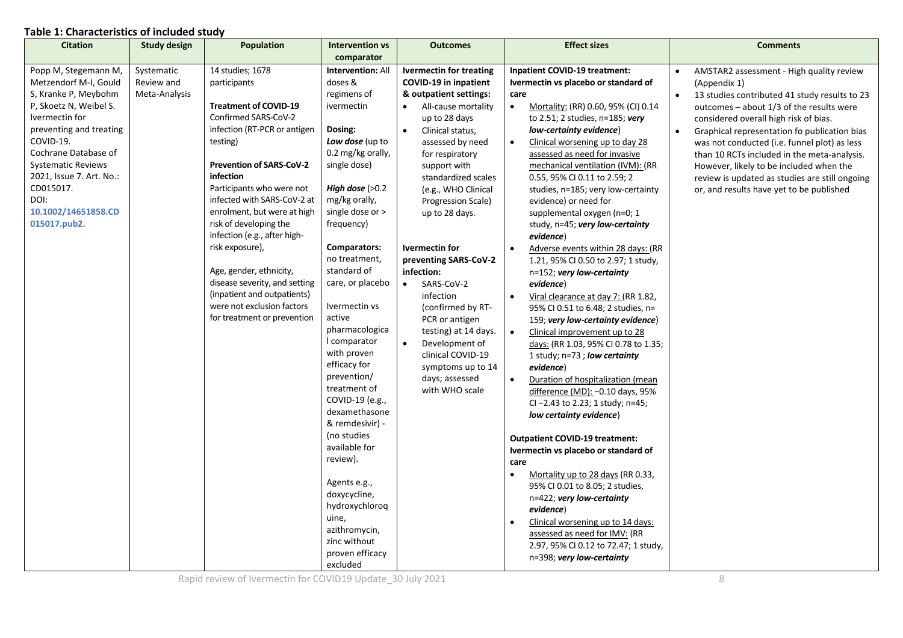**Table 1: Characteristics of included study**

| Citation | Study design | Population | Intervention vs comparator | Outcomes | Effect sizes | Comments |
|---|---|---|---|---|---|---|
| Popp M, Stegemann M, Metzendorf M-I, Gould S, Kranke P, Meybohm P, Skoetz N, Weibel S. Ivermectin for preventing and treating COVID-19. Cochrane Database of Systematic Reviews 2021, Issue 7. Art. No.: CD015017. DOI: **10.1002/14651858.CD015017.pub2.** | Systematic Review and Meta-Analysis | 14 studies; 1678 participants<br><br>**Treatment of COVID-19**<br>Confirmed SARS-CoV-2 infection (RT-PCR or antigen testing)<br><br>**Prevention of SARS-CoV-2 infection**<br>Participants who were not infected with SARS-CoV-2 at enrolment, but were at high risk of developing the infection (e.g., after high-risk exposure),<br><br>Age, gender, ethnicity, disease severity, and setting (inpatient and outpatients) were not exclusion factors for treatment or prevention | **Intervention:** All doses & regimens of ivermectin<br><br>**Dosing:**<br>***Low dose*** (up to 0.2 mg/kg orally, single dose)<br><br>***High dose*** (>0.2 mg/kg orally, single dose or > frequency)<br><br>**Comparators:** no treatment, standard of care, or placebo<br><br>Ivermectin vs active pharmacological comparator with proven efficacy for prevention/ treatment of COVID-19 (e.g., dexamethasone & remdesivir) - (no studies available for review).<br><br>Agents e.g., doxycycline, hydroxychloroquine, azithromycin, zinc without proven efficacy excluded | **Ivermectin for treating COVID-19 in inpatient & outpatient settings:**<br>• All-cause mortality up to 28 days<br>• Clinical status, assessed by need for respiratory support with standardized scales (e.g., WHO Clinical Progression Scale) up to 28 days.<br><br>**Ivermectin for preventing SARS-CoV-2 infection:**<br>• SARS-CoV-2 infection (confirmed by RT-PCR or antigen testing) at 14 days.<br>• Development of clinical COVID-19 symptoms up to 14 days; assessed with WHO scale | **Inpatient COVID-19 treatment: Ivermectin vs placebo or standard of care**<br>• Mortality: (RR) 0.60, 95% (CI) 0.14 to 2.51; 2 studies, n=185; ***very low-certainty evidence***)<br>• Clinical worsening up to day 28 assessed as need for invasive mechanical ventilation (IVM): (RR 0.55, 95% CI 0.11 to 2.59; 2 studies, n=185; very low-certainty evidence) or need for supplemental oxygen (n=0; 1 study, n=45; ***very low-certainty evidence***)<br>• Adverse events within 28 days: (RR 1.21, 95% CI 0.50 to 2.97; 1 study, n=152; ***very low-certainty evidence***)<br>• Viral clearance at day 7: (RR 1.82, 95% CI 0.51 to 6.48; 2 studies, n= 159; ***very low-certainty evidence***)<br>• Clinical improvement up to 28 days: (RR 1.03, 95% CI 0.78 to 1.35; 1 study; n=73 ; ***low certainty evidence***)<br>• Duration of hospitalization (mean difference (MD): −0.10 days, 95% CI −2.43 to 2.23; 1 study; n=45; ***low certainty evidence***)<br><br>**Outpatient COVID-19 treatment: Ivermectin vs placebo or standard of care**<br>• Mortality up to 28 days (RR 0.33, 95% CI 0.01 to 8.05; 2 studies, n=422; ***very low-certainty evidence***)<br>• Clinical worsening up to 14 days: assessed as need for IMV: (RR 2.97, 95% CI 0.12 to 72.47; 1 study, n=398; ***very low-certainty*** | • AMSTAR2 assessment - High quality review (Appendix 1)<br>• 13 studies contributed 41 study results to 23 outcomes – about 1/3 of the results were considered overall high risk of bias.<br>• Graphical representation fo publication bias was not conducted (i.e. funnel plot) as less than 10 RCTs included in the meta-analysis. However, likely to be included when the review is updated as studies are still ongoing or, and results have yet to be published |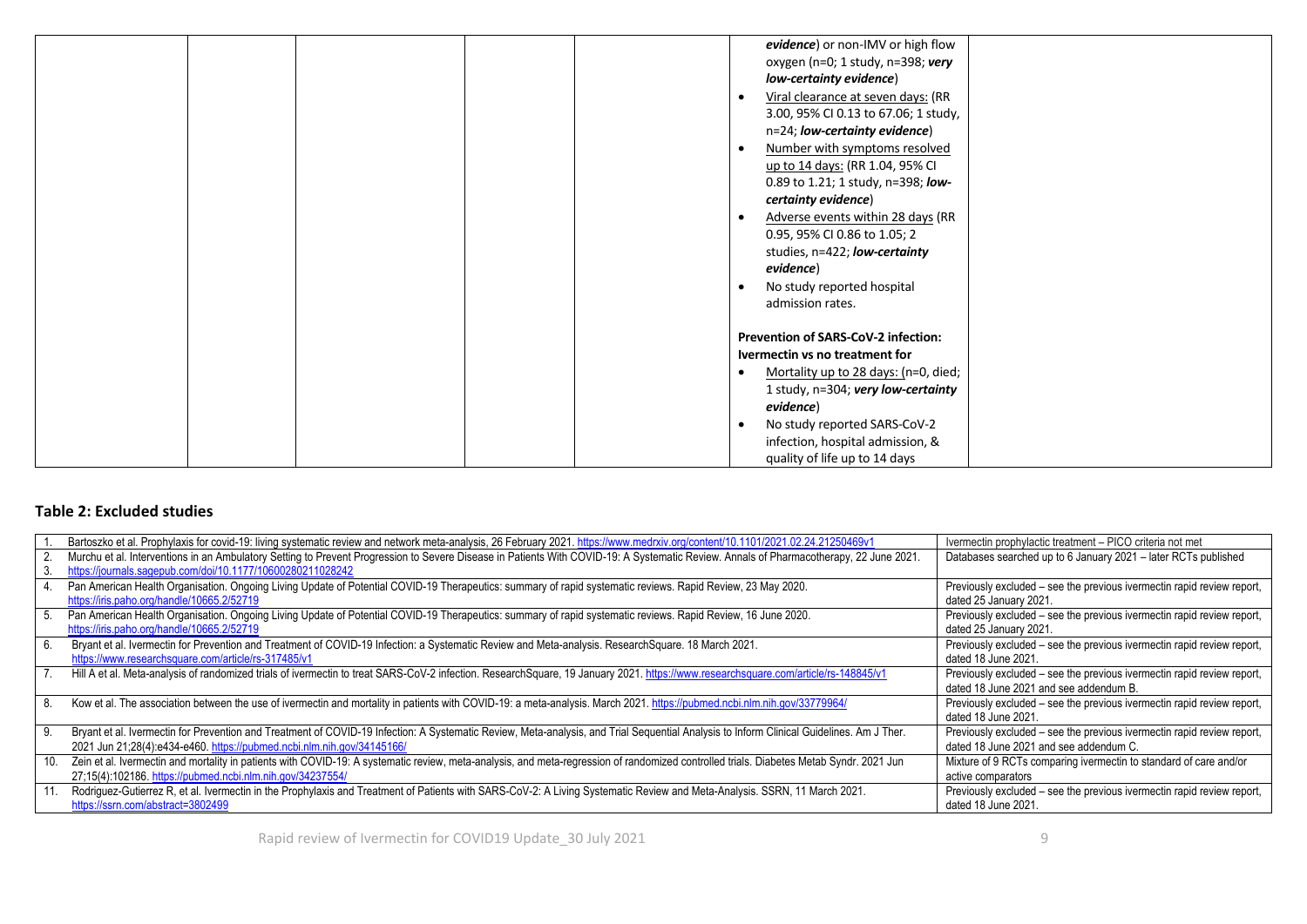| | | | | | | |
|---|---|---|---|---|---|---|
| | | | | | ***evidence***) or non-IMV or high flow oxygen (n=0; 1 study, n=398; ***very low-certainty evidence***)<br>• Viral clearance at seven days: (RR 3.00, 95% CI 0.13 to 67.06; 1 study, n=24; ***low-certainty evidence***)<br>• Number with symptoms resolved up to 14 days: (RR 1.04, 95% CI 0.89 to 1.21; 1 study, n=398; ***low-certainty evidence***)<br>• Adverse events within 28 days (RR 0.95, 95% CI 0.86 to 1.05; 2 studies, n=422; ***low-certainty evidence***)<br>• No study reported hospital admission rates.<br><br>**Prevention of SARS-CoV-2 infection: Ivermectin vs no treatment for**<br>• Mortality up to 28 days: (n=0, died; 1 study, n=304; ***very low-certainty evidence***)<br>• No study reported SARS-CoV-2 infection, hospital admission, & quality of life up to 14 days | |

## Table 2: Excluded studies

| | | |
|---|---|---|
| 1. | Bartoszko et al. Prophylaxis for covid-19: living systematic review and network meta-analysis, 26 February 2021. https://www.medrxiv.org/content/10.1101/2021.02.24.21250469v1 | Ivermectin prophylactic treatment – PICO criteria not met |
| 2.<br>3. | Murchu et al. Interventions in an Ambulatory Setting to Prevent Progression to Severe Disease in Patients With COVID-19: A Systematic Review. Annals of Pharmacotherapy, 22 June 2021. https://journals.sagepub.com/doi/10.1177/10600280211028242 | Databases searched up to 6 January 2021 – later RCTs published |
| 4. | Pan American Health Organisation. Ongoing Living Update of Potential COVID-19 Therapeutics: summary of rapid systematic reviews. Rapid Review, 23 May 2020. https://iris.paho.org/handle/10665.2/52719 | Previously excluded – see the previous ivermectin rapid review report, dated 25 January 2021. |
| 5. | Pan American Health Organisation. Ongoing Living Update of Potential COVID-19 Therapeutics: summary of rapid systematic reviews. Rapid Review, 16 June 2020. https://iris.paho.org/handle/10665.2/52719 | Previously excluded – see the previous ivermectin rapid review report, dated 25 January 2021. |
| 6. | Bryant et al. Ivermectin for Prevention and Treatment of COVID-19 Infection: a Systematic Review and Meta-analysis. ResearchSquare. 18 March 2021. https://www.researchsquare.com/article/rs-317485/v1 | Previously excluded – see the previous ivermectin rapid review report, dated 18 June 2021. |
| 7. | Hill A et al. Meta-analysis of randomized trials of ivermectin to treat SARS-CoV-2 infection. ResearchSquare, 19 January 2021. https://www.researchsquare.com/article/rs-148845/v1 | Previously excluded – see the previous ivermectin rapid review report, dated 18 June 2021 and see addendum B. |
| 8. | Kow et al. The association between the use of ivermectin and mortality in patients with COVID-19: a meta-analysis. March 2021. https://pubmed.ncbi.nlm.nih.gov/33779964/ | Previously excluded – see the previous ivermectin rapid review report, dated 18 June 2021. |
| 9. | Bryant et al. Ivermectin for Prevention and Treatment of COVID-19 Infection: A Systematic Review, Meta-analysis, and Trial Sequential Analysis to Inform Clinical Guidelines. Am J Ther. 2021 Jun 21;28(4):e434-e460. https://pubmed.ncbi.nlm.nih.gov/34145166/ | Previously excluded – see the previous ivermectin rapid review report, dated 18 June 2021 and see addendum C. |
| 10. | Zein et al. Ivermectin and mortality in patients with COVID-19: A systematic review, meta-analysis, and meta-regression of randomized controlled trials. Diabetes Metab Syndr. 2021 Jun 27;15(4):102186. https://pubmed.ncbi.nlm.nih.gov/34237554/ | Mixture of 9 RCTs comparing ivermectin to standard of care and/or active comparators |
| 11. | Rodriguez-Gutierrez R, et al. Ivermectin in the Prophylaxis and Treatment of Patients with SARS-CoV-2: A Living Systematic Review and Meta-Analysis. SSRN, 11 March 2021. https://ssrn.com/abstract=3802499 | Previously excluded – see the previous ivermectin rapid review report, dated 18 June 2021. |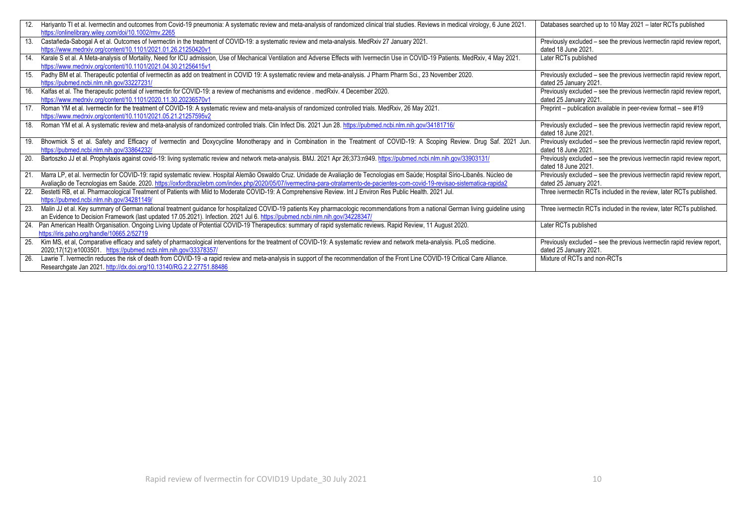| | | |
|---|---|---|
| 12. | Hariyanto TI et al. Ivermectin and outcomes from Covid-19 pneumonia: A systematic review and meta-analysis of randomized clinical trial studies. Reviews in medical virology, 6 June 2021. https://onlinelibrary.wiley.com/doi/10.1002/rmv.2265 | Databases searched up to 10 May 2021 – later RCTs published |
| 13. | Castañeda-Sabogal A et al. Outcomes of Ivermectin in the treatment of COVID-19: a systematic review and meta-analysis. MedRxiv 27 January 2021. https://www.medrxiv.org/content/10.1101/2021.01.26.21250420v1 | Previously excluded – see the previous ivermectin rapid review report, dated 18 June 2021. |
| 14. | Karale S et al. A Meta-analysis of Mortality, Need for ICU admission, Use of Mechanical Ventilation and Adverse Effects with Ivermectin Use in COVID-19 Patients. MedRxiv, 4 May 2021. https://www.medrxiv.org/content/10.1101/2021.04.30.21256415v1 | Later RCTs published |
| 15. | Padhy BM et al. Therapeutic potential of ivermectin as add on treatment in COVID 19: A systematic review and meta-analysis. J Pharm Pharm Sci., 23 November 2020. https://pubmed.ncbi.nlm.nih.gov/33227231/ | Previously excluded – see the previous ivermectin rapid review report, dated 25 January 2021. |
| 16. | Kalfas et al. The therapeutic potential of ivermectin for COVID-19: a review of mechanisms and evidence . medRxiv. 4 December 2020. https://www.medrxiv.org/content/10.1101/2020.11.30.20236570v1 | Previously excluded – see the previous ivermectin rapid review report, dated 25 January 2021. |
| 17. | Roman YM et al. Ivermectin for the treatment of COVID-19: A systematic review and meta-analysis of randomized controlled trials. MedRxiv, 26 May 2021. https://www.medrxiv.org/content/10.1101/2021.05.21.21257595v2 | Preprint – publication available in peer-review format – see #19 |
| 18. | Roman YM et al. A systematic review and meta-analysis of randomized controlled trials. Clin Infect Dis. 2021 Jun 28. https://pubmed.ncbi.nlm.nih.gov/34181716/ | Previously excluded – see the previous ivermectin rapid review report, dated 18 June 2021. |
| 19. | Bhowmick S et al. Safety and Efficacy of Ivermectin and Doxycycline Monotherapy and in Combination in the Treatment of COVID-19: A Scoping Review. Drug Saf. 2021 Jun. https://pubmed.ncbi.nlm.nih.gov/33864232/ | Previously excluded – see the previous ivermectin rapid review report, dated 18 June 2021. |
| 20. | Bartoszko JJ et al. Prophylaxis against covid-19: living systematic review and network meta-analysis. BMJ. 2021 Apr 26;373:n949. https://pubmed.ncbi.nlm.nih.gov/33903131/ | Previously excluded – see the previous ivermectin rapid review report, dated 18 June 2021. |
| 21. | Marra LP, et al. Ivermectin for COVID-19: rapid systematic review. Hospital Alemão Oswaldo Cruz. Unidade de Avaliação de Tecnologias em Saúde; Hospital Sírio-Libanês. Núcleo de Avaliação de Tecnologias em Saúde. 2020. https://oxfordbrazilebm.com/index.php/2020/05/07/ivermectina-para-otratamento-de-pacientes-com-covid-19-revisao-sistematica-rapida2 | Previously excluded – see the previous ivermectin rapid review report, dated 25 January 2021. |
| 22. | Bestetti RB, et al. Pharmacological Treatment of Patients with Mild to Moderate COVID-19: A Comprehensive Review. Int J Environ Res Public Health. 2021 Jul. https://pubmed.ncbi.nlm.nih.gov/34281149/ | Three ivermectin RCTs included in the review, later RCTs published. |
| 23. | Malin JJ et al. Key summary of German national treatment guidance for hospitalized COVID-19 patients Key pharmacologic recommendations from a national German living guideline using an Evidence to Decision Framework (last updated 17.05.2021). Infection. 2021 Jul 6. https://pubmed.ncbi.nlm.nih.gov/34228347/ | Three ivermectin RCTs included in the review, later RCTs published. |
| 24. | Pan American Health Organisation. Ongoing Living Update of Potential COVID-19 Therapeutics: summary of rapid systematic reviews. Rapid Review, 11 August 2020. https://iris.paho.org/handle/10665.2/52719 | Later RCTs published |
| 25. | Kim MS, et al, Comparative efficacy and safety of pharmacological interventions for the treatment of COVID-19: A systematic review and network meta-analysis. PLoS medicine. 2020;17(12):e1003501. https://pubmed.ncbi.nlm.nih.gov/33378357/ | Previously excluded – see the previous ivermectin rapid review report, dated 25 January 2021. |
| 26. | Lawrie T. Ivermectin reduces the risk of death from COVID-19 -a rapid review and meta-analysis in support of the recommendation of the Front Line COVID-19 Critical Care Alliance. Researchgate Jan 2021. http://dx.doi.org/10.13140/RG.2.2.27751.88486 | Mixture of RCTs and non-RCTs |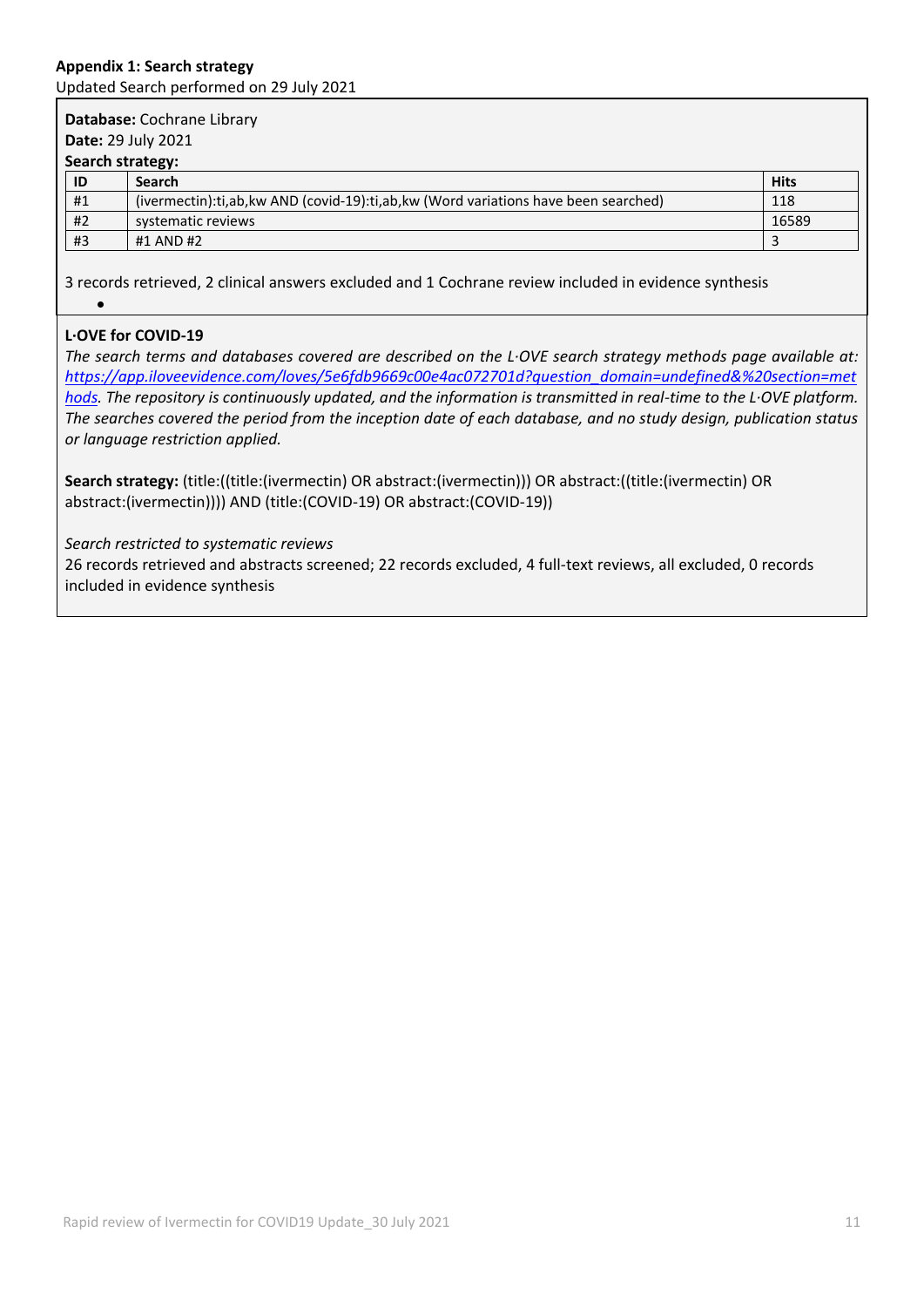**Appendix 1: Search strategy**

Updated Search performed on 29 July 2021

**Database:** Cochrane Library

**Date:** 29 July 2021

**Search strategy:**

| ID | Search | Hits |
|---|---|---|
| #1 | (ivermectin):ti,ab,kw AND (covid-19):ti,ab,kw (Word variations have been searched) | 118 |
| #2 | systematic reviews | 16589 |
| #3 | #1 AND #2 | 3 |

3 records retrieved, 2 clinical answers excluded and 1 Cochrane review included in evidence synthesis

**L·OVE for COVID-19**

*The search terms and databases covered are described on the L·OVE search strategy methods page available at: [https://app.iloveevidence.com/loves/5e6fdb9669c00e4ac072701d?question_domain=undefined&%20section=methods](https://app.iloveevidence.com/loves/5e6fdb9669c00e4ac072701d?question_domain=undefined&%20section=methods). The repository is continuously updated, and the information is transmitted in real-time to the L·OVE platform. The searches covered the period from the inception date of each database, and no study design, publication status or language restriction applied.*

**Search strategy:** (title:((title:(ivermectin) OR abstract:(ivermectin))) OR abstract:((title:(ivermectin) OR abstract:(ivermectin)))) AND (title:(COVID-19) OR abstract:(COVID-19))

*Search restricted to systematic reviews*

26 records retrieved and abstracts screened; 22 records excluded, 4 full-text reviews, all excluded, 0 records included in evidence synthesis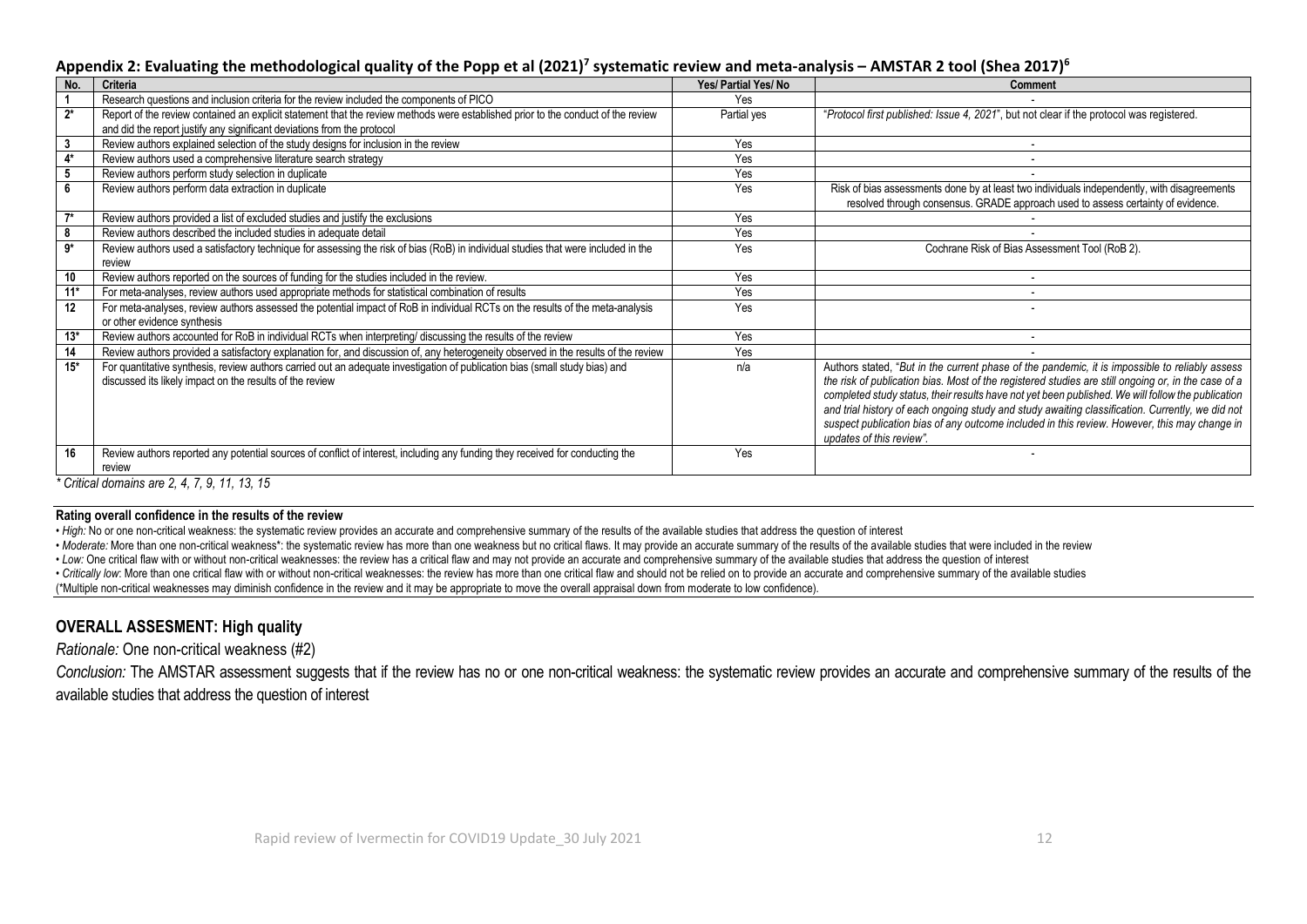## Appendix 2: Evaluating the methodological quality of the Popp et al (2021)[7] systematic review and meta-analysis – AMSTAR 2 tool (Shea 2017)[6]

| No. | Criteria | Yes/ Partial Yes/ No | Comment |
|---|---|---|---|
| 1 | Research questions and inclusion criteria for the review included the components of PICO | Yes | - |
| 2* | Report of the review contained an explicit statement that the review methods were established prior to the conduct of the review and did the report justify any significant deviations from the protocol | Partial yes | "*Protocol first published: Issue 4, 2021*", but not clear if the protocol was registered. |
| 3 | Review authors explained selection of the study designs for inclusion in the review | Yes | - |
| 4* | Review authors used a comprehensive literature search strategy | Yes | - |
| 5 | Review authors perform study selection in duplicate | Yes | - |
| 6 | Review authors perform data extraction in duplicate | Yes | Risk of bias assessments done by at least two individuals independently, with disagreements resolved through consensus. GRADE approach used to assess certainty of evidence. |
| 7* | Review authors provided a list of excluded studies and justify the exclusions | Yes | - |
| 8 | Review authors described the included studies in adequate detail | Yes | - |
| 9* | Review authors used a satisfactory technique for assessing the risk of bias (RoB) in individual studies that were included in the review | Yes | Cochrane Risk of Bias Assessment Tool (RoB 2). |
| 10 | Review authors reported on the sources of funding for the studies included in the review. | Yes | - |
| 11* | For meta-analyses, review authors used appropriate methods for statistical combination of results | Yes | - |
| 12 | For meta-analyses, review authors assessed the potential impact of RoB in individual RCTs on the results of the meta-analysis or other evidence synthesis | Yes | - |
| 13* | Review authors accounted for RoB in individual RCTs when interpreting/ discussing the results of the review | Yes | - |
| 14 | Review authors provided a satisfactory explanation for, and discussion of, any heterogeneity observed in the results of the review | Yes | - |
| 15* | For quantitative synthesis, review authors carried out an adequate investigation of publication bias (small study bias) and discussed its likely impact on the results of the review | n/a | Authors stated, "*But in the current phase of the pandemic, it is impossible to reliably assess the risk of publication bias. Most of the registered studies are still ongoing or, in the case of a completed study status, their results have not yet been published. We will follow the publication and trial history of each ongoing study and study awaiting classification. Currently, we did not suspect publication bias of any outcome included in this review. However, this may change in updates of this review*". |
| 16 | Review authors reported any potential sources of conflict of interest, including any funding they received for conducting the review | Yes | - |

*\* Critical domains are 2, 4, 7, 9, 11, 13, 15*

**Rating overall confidence in the results of the review**

- *High:* No or one non-critical weakness: the systematic review provides an accurate and comprehensive summary of the results of the available studies that address the question of interest
- *Moderate:* More than one non-critical weakness*: the systematic review has more than one weakness but no critical flaws. It may provide an accurate summary of the results of the available studies that were included in the review
- *Low:* One critical flaw with or without non-critical weaknesses: the review has a critical flaw and may not provide an accurate and comprehensive summary of the available studies that address the question of interest
- *Critically low*: More than one critical flaw with or without non-critical weaknesses: the review has more than one critical flaw and should not be relied on to provide an accurate and comprehensive summary of the available studies

(*Multiple non-critical weaknesses may diminish confidence in the review and it may be appropriate to move the overall appraisal down from moderate to low confidence).

### OVERALL ASSESMENT: High quality

*Rationale:* One non-critical weakness (#2)

*Conclusion:* The AMSTAR assessment suggests that if the review has no or one non-critical weakness: the systematic review provides an accurate and comprehensive summary of the results of the available studies that address the question of interest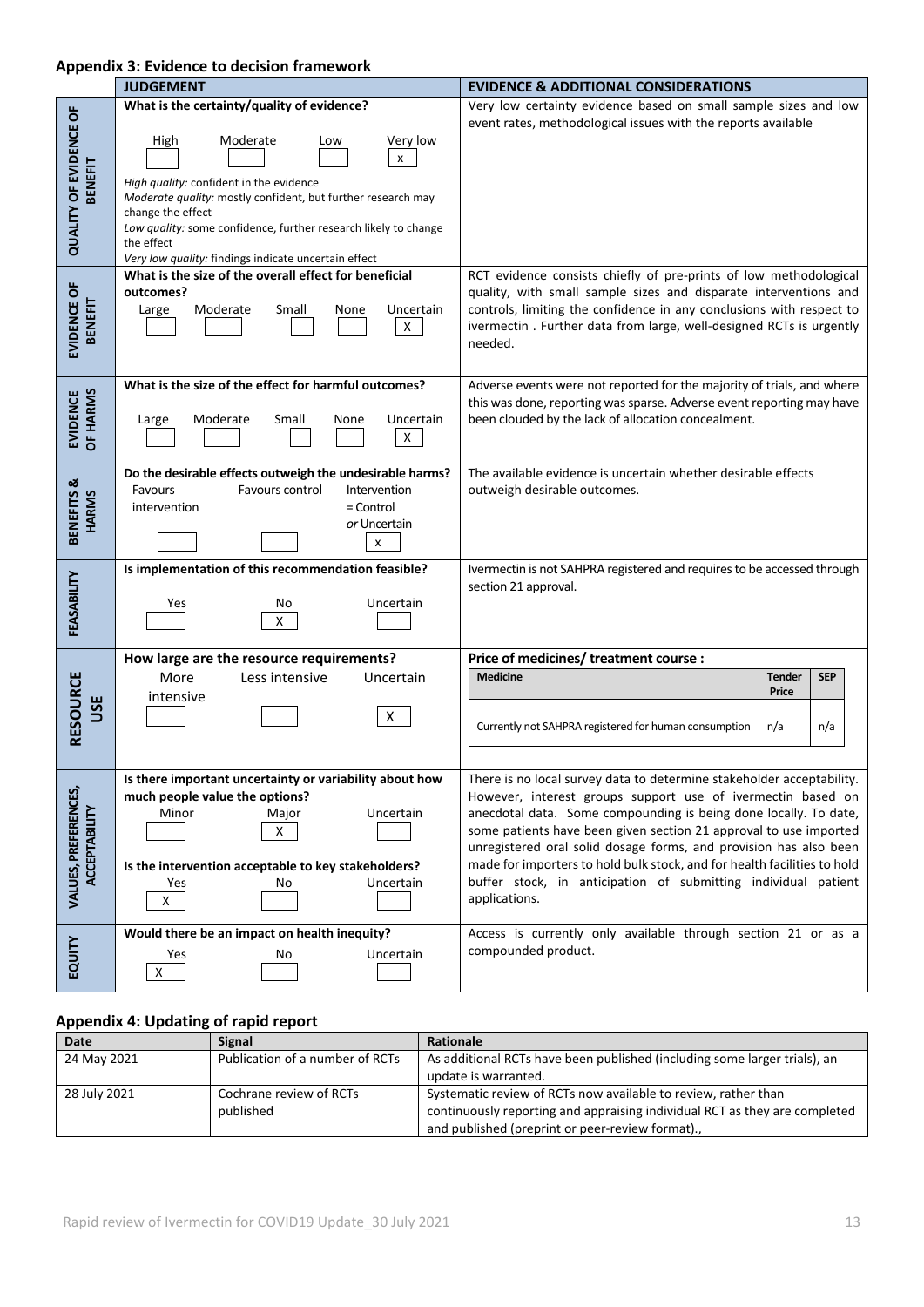## Appendix 3: Evidence to decision framework

| | JUDGEMENT | EVIDENCE & ADDITIONAL CONSIDERATIONS |
|---|---|---|
| QUALITY OF EVIDENCE OF BENEFIT | **What is the certainty/quality of evidence?**<br>High [ ] Moderate [ ] Low [ ] Very low [x]<br>*High quality:* confident in the evidence<br>*Moderate quality:* mostly confident, but further research may change the effect<br>*Low quality:* some confidence, further research likely to change the effect<br>*Very low quality:* findings indicate uncertain effect | Very low certainty evidence based on small sample sizes and low event rates, methodological issues with the reports available |
| EVIDENCE OF BENEFIT | **What is the size of the overall effect for beneficial outcomes?**<br>Large [ ] Moderate [ ] Small [ ] None [ ] Uncertain [X] | RCT evidence consists chiefly of pre-prints of low methodological quality, with small sample sizes and disparate interventions and controls, limiting the confidence in any conclusions with respect to ivermectin . Further data from large, well-designed RCTs is urgently needed. |
| EVIDENCE OF HARMS | **What is the size of the effect for harmful outcomes?**<br>Large [ ] Moderate [ ] Small [ ] None [ ] Uncertain [X] | Adverse events were not reported for the majority of trials, and where this was done, reporting was sparse. Adverse event reporting may have been clouded by the lack of allocation concealment. |
| BENEFITS & HARMS | **Do the desirable effects outweigh the undesirable harms?**<br>Favours intervention [ ] Favours control [ ] Intervention = Control *or* Uncertain [x] | The available evidence is uncertain whether desirable effects outweigh desirable outcomes. |
| FEASABILITY | **Is implementation of this recommendation feasible?**<br>Yes [ ] No [X] Uncertain [ ] | Ivermectin is not SAHPRA registered and requires to be accessed through section 21 approval. |
| RESOURCE USE | **How large are the resource requirements?**<br>More intensive [ ] Less intensive [ ] Uncertain [X] | **Price of medicines/ treatment course :**<br>Medicine: Currently not SAHPRA registered for human consumption; Tender Price: n/a; SEP: n/a |
| VALUES, PREFERENCES, ACCEPTABILITY | **Is there important uncertainty or variability about how much people value the options?**<br>Minor [ ] Major [X] Uncertain [ ]<br>**Is the intervention acceptable to key stakeholders?**<br>Yes [X] No [ ] Uncertain [ ] | There is no local survey data to determine stakeholder acceptability. However, interest groups support use of ivermectin based on anecdotal data. Some compounding is being done locally. To date, some patients have been given section 21 approval to use imported unregistered oral solid dosage forms, and provision has also been made for importers to hold bulk stock, and for health facilities to hold buffer stock, in anticipation of submitting individual patient applications. |
| EQUITY | **Would there be an impact on health inequity?**<br>Yes [X] No [ ] Uncertain [ ] | Access is currently only available through section 21 or as a compounded product. |

## Appendix 4: Updating of rapid report

| Date | Signal | Rationale |
|---|---|---|
| 24 May 2021 | Publication of a number of RCTs | As additional RCTs have been published (including some larger trials), an update is warranted. |
| 28 July 2021 | Cochrane review of RCTs published | Systematic review of RCTs now available to review, rather than continuously reporting and appraising individual RCT as they are completed and published (preprint or peer-review format)., |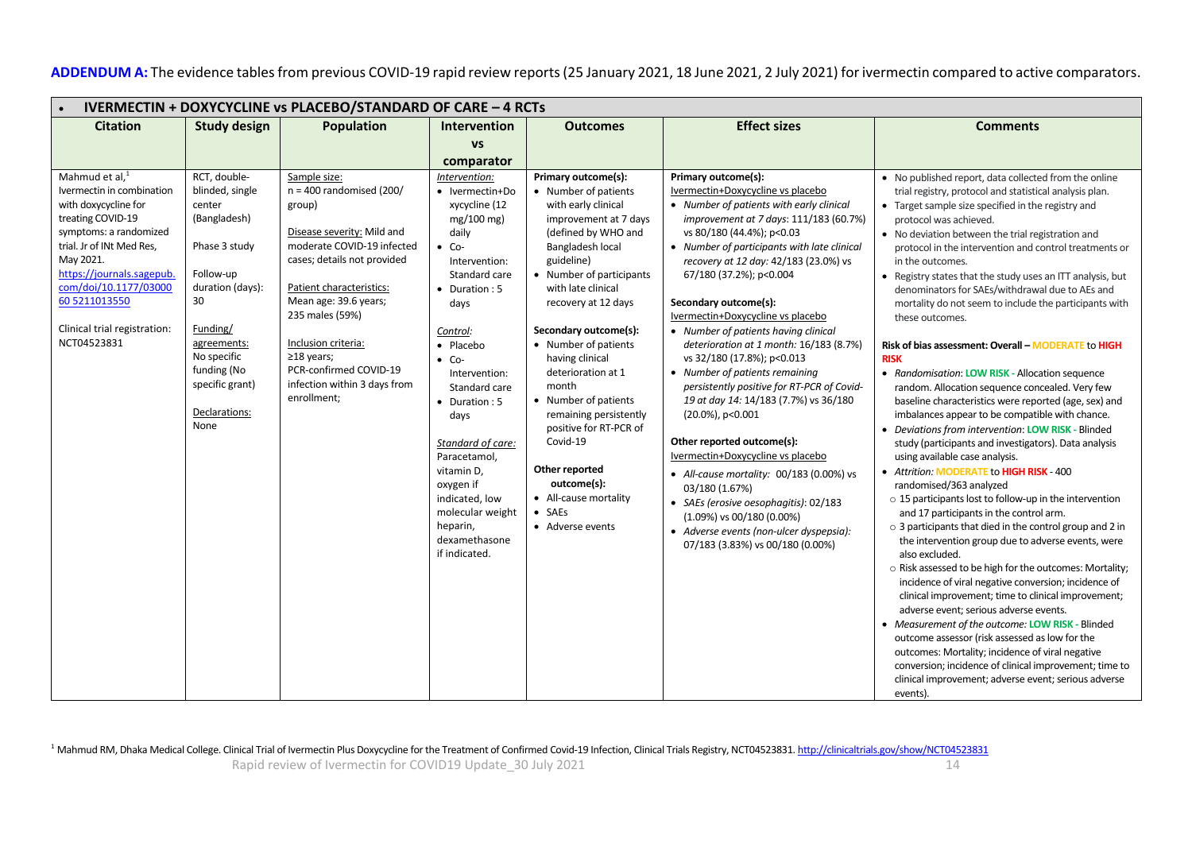**ADDENDUM A:** The evidence tables from previous COVID-19 rapid review reports (25 January 2021, 18 June 2021, 2 July 2021) for ivermectin compared to active comparators.

| • **IVERMECTIN + DOXYCYCLINE vs PLACEBO/STANDARD OF CARE – 4 RCTs** | | | | | | |
|---|---|---|---|---|---|---|
| **Citation** | **Study design** | **Population** | **Intervention vs comparator** | **Outcomes** | **Effect sizes** | **Comments** |
| Mahmud et al,[1]<br>Ivermectin in combination with doxycycline for treating COVID-19 symptoms: a randomized trial. Jr of INt Med Res, May 2021.<br>https://journals.sagepub.com/doi/10.1177/0300060 5211013550<br><br>Clinical trial registration: NCT04523831 | RCT, double-blinded, single center (Bangladesh)<br><br>Phase 3 study<br><br>Follow-up duration (days): 30<br><br><u>Funding/ agreements:</u> No specific funding (No specific grant)<br><br><u>Declarations:</u> None | <u>Sample size:</u><br>n = 400 randomised (200/ group)<br><br><u>Disease severity:</u> Mild and moderate COVID-19 infected cases; details not provided<br><br><u>Patient characteristics:</u><br>Mean age: 39.6 years; 235 males (59%)<br><br><u>Inclusion criteria:</u><br>≥18 years;<br>PCR-confirmed COVID-19 infection within 3 days from enrollment; | *<u>Intervention:</u>*<br>• Ivermectin+Doxycycline (12 mg/100 mg) daily<br>• Co-Intervention: Standard care<br>• Duration : 5 days<br><br>*<u>Control:</u>*<br>• Placebo<br>• Co-Intervention: Standard care<br>• Duration : 5 days<br><br>*<u>Standard of care:</u>*<br>Paracetamol, vitamin D, oxygen if indicated, low molecular weight heparin, dexamethasone if indicated. | **Primary outcome(s):**<br>• Number of patients with early clinical improvement at 7 days (defined by WHO and Bangladesh local guideline)<br>• Number of participants with late clinical recovery at 12 days<br><br>**Secondary outcome(s):**<br>• Number of patients having clinical deterioration at 1 month<br>• Number of patients remaining persistently positive for RT-PCR of Covid-19<br><br>**Other reported outcome(s):**<br>• All-cause mortality<br>• SAEs<br>• Adverse events | **Primary outcome(s):**<br><u>Ivermectin+Doxycycline vs placebo</u><br>• *Number of patients with early clinical improvement at 7 days*: 111/183 (60.7%) vs 80/180 (44.4%); p<0.03<br>• *Number of participants with late clinical recovery at 12 day:* 42/183 (23.0%) vs 67/180 (37.2%); p<0.004<br><br>**Secondary outcome(s):**<br><u>Ivermectin+Doxycycline vs placebo</u><br>• *Number of patients having clinical deterioration at 1 month:* 16/183 (8.7%) vs 32/180 (17.8%); p<0.013<br>• *Number of patients remaining persistently positive for RT-PCR of Covid-19 at day 14:* 14/183 (7.7%) vs 36/180 (20.0%), p<0.001<br><br>**Other reported outcome(s):**<br><u>Ivermectin+Doxycycline vs placebo</u><br>• *All-cause mortality:* 00/183 (0.00%) vs 03/180 (1.67%)<br>• *SAEs (erosive oesophagitis)*: 02/183 (1.09%) vs 00/180 (0.00%)<br>• *Adverse events (non-ulcer dyspepsia):* 07/183 (3.83%) vs 00/180 (0.00%) | • No published report, data collected from the online trial registry, protocol and statistical analysis plan.<br>• Target sample size specified in the registry and protocol was achieved.<br>• No deviation between the trial registration and protocol in the intervention and control treatments or in the outcomes.<br>• Registry states that the study uses an ITT analysis, but denominators for SAEs/withdrawal due to AEs and mortality do not seem to include the participants with these outcomes.<br><br>**Risk of bias assessment: Overall – MODERATE to HIGH RISK**<br>• *Randomisation*: **LOW RISK** - Allocation sequence random. Allocation sequence concealed. Very few baseline characteristics were reported (age, sex) and imbalances appear to be compatible with chance.<br>• *Deviations from intervention*: **LOW RISK** - Blinded study (participants and investigators). Data analysis using available case analysis.<br>• *Attrition:* **MODERATE** to **HIGH RISK** - 400 randomised/363 analyzed<br>  ○ 15 participants lost to follow-up in the intervention and 17 participants in the control arm.<br>  ○ 3 participants that died in the control group and 2 in the intervention group due to adverse events, were also excluded.<br>  ○ Risk assessed to be high for the outcomes: Mortality; incidence of viral negative conversion; incidence of clinical improvement; time to clinical improvement; adverse event; serious adverse events.<br>• *Measurement of the outcome:* **LOW RISK** - Blinded outcome assessor (risk assessed as low for the outcomes: Mortality; incidence of viral negative conversion; incidence of clinical improvement; time to clinical improvement; adverse event; serious adverse events). |

[1] Mahmud RM, Dhaka Medical College. Clinical Trial of Ivermectin Plus Doxycycline for the Treatment of Confirmed Covid-19 Infection, Clinical Trials Registry, NCT04523831. http://clinicaltrials.gov/show/NCT04523831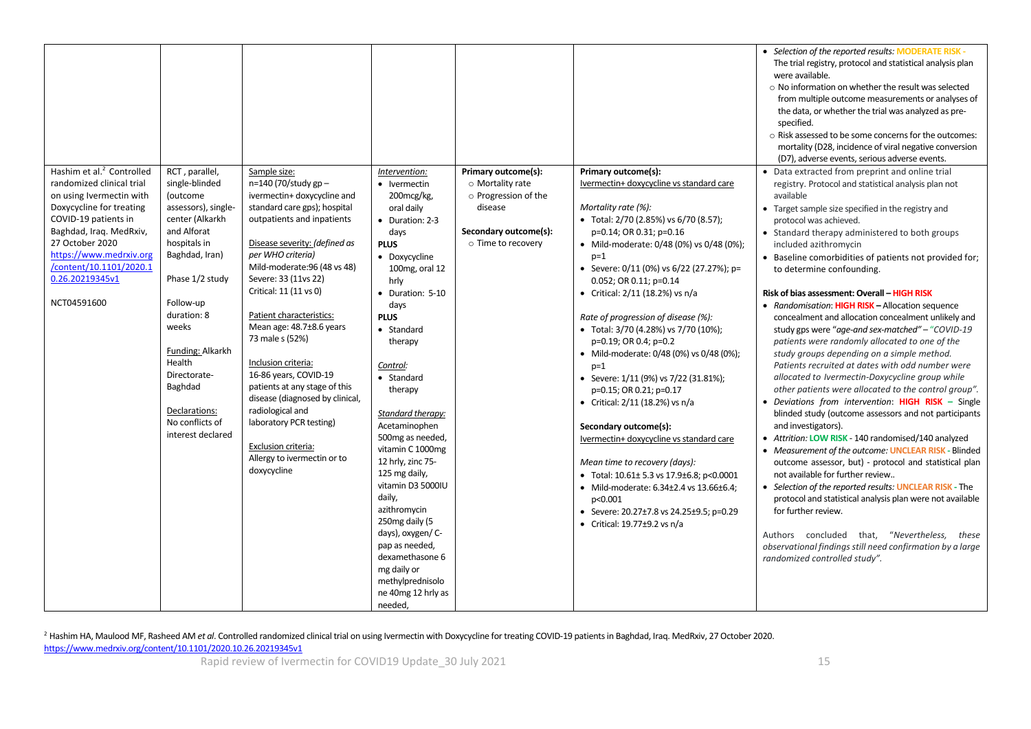| | | | | | | |
|---|---|---|---|---|---|---|
| | | | | | | • *Selection of the reported results:* **MODERATE RISK** - The trial registry, protocol and statistical analysis plan were available.<br>○ No information on whether the result was selected from multiple outcome measurements or analyses of the data, or whether the trial was analyzed as pre-specified.<br>○ Risk assessed to be some concerns for the outcomes: mortality (D28, incidence of viral negative conversion (D7), adverse events, serious adverse events. |
| Hashim et al.[2] Controlled randomized clinical trial on using Ivermectin with Doxycycline for treating COVID-19 patients in Baghdad, Iraq. MedRxiv, 27 October 2020 https://www.medrxiv.org/content/10.1101/2020.10.26.20219345v1<br><br>NCT04591600 | RCT , parallel, single-blinded (outcome assessors), single-center (Alkarkh and Alforat hospitals in Baghdad, Iran)<br><br>Phase 1/2 study<br><br>Follow-up duration: 8 weeks<br><br>Funding: Alkarkh Health Directorate-Baghdad<br><br>Declarations: No conflicts of interest declared | Sample size:<br>n=140 (70/study gp – ivermectin+ doxycycline and standard care gps); hospital outpatients and inpatients<br><br>Disease severity: *(defined as per WHO criteria)*<br>Mild-moderate:96 (48 vs 48)<br>Severe: 33 (11vs 22)<br>Critical: 11 (11 vs 0)<br><br>Patient characteristics:<br>Mean age: 48.7±8.6 years<br>73 male s (52%)<br><br>Inclusion criteria:<br>16-86 years, COVID-19 patients at any stage of this disease (diagnosed by clinical, radiological and laboratory PCR testing)<br><br>Exclusion criteria:<br>Allergy to ivermectin or to doxycycline | *Intervention:*<br>• Ivermectin 200mcg/kg, oral daily<br>• Duration: 2-3 days<br>**PLUS**<br>• Doxycycline 100mg, oral 12 hrly<br>• Duration: 5-10 days<br>**PLUS**<br>• Standard therapy<br><br>*Control:*<br>• Standard therapy<br><br>*Standard therapy:*<br>Acetaminophen 500mg as needed, vitamin C 1000mg 12 hrly, zinc 75-125 mg daily, vitamin D3 5000IU daily, azithromycin 250mg daily (5 days), oxygen/ C-pap as needed, dexamethasone 6 mg daily or methylprednisolone 40mg 12 hrly as needed, | **Primary outcome(s):**<br>○ Mortality rate<br>○ Progression of the disease<br><br>**Secondary outcome(s):**<br>○ Time to recovery | **Primary outcome(s):**<br>Ivermectin+ doxycycline vs standard care<br><br>*Mortality rate (%):*<br>• Total: 2/70 (2.85%) vs 6/70 (8.57); p=0.14; OR 0.31; p=0.16<br>• Mild-moderate: 0/48 (0%) vs 0/48 (0%); p=1<br>• Severe: 0/11 (0%) vs 6/22 (27.27%); p= 0.052; OR 0.11; p=0.14<br>• Critical: 2/11 (18.2%) vs n/a<br><br>*Rate of progression of disease (%):*<br>• Total: 3/70 (4.28%) vs 7/70 (10%); p=0.19; OR 0.4; p=0.2<br>• Mild-moderate: 0/48 (0%) vs 0/48 (0%); p=1<br>• Severe: 1/11 (9%) vs 7/22 (31.81%); p=0.15; OR 0.21; p=0.17<br>• Critical: 2/11 (18.2%) vs n/a<br><br>**Secondary outcome(s):**<br>Ivermectin+ doxycycline vs standard care<br><br>*Mean time to recovery (days):*<br>• Total: 10.61± 5.3 vs 17.9±6.8; p<0.0001<br>• Mild-moderate: 6.34±2.4 vs 13.66±6.4; p<0.001<br>• Severe: 20.27±7.8 vs 24.25±9.5; p=0.29<br>• Critical: 19.77±9.2 vs n/a | • Data extracted from preprint and online trial registry. Protocol and statistical analysis plan not available<br>• Target sample size specified in the registry and protocol was achieved.<br>• Standard therapy administered to both groups included azithromycin<br>• Baseline comorbidities of patients not provided for; to determine confounding.<br><br>**Risk of bias assessment: Overall – HIGH RISK**<br>• *Randomisation*: **HIGH RISK** – Allocation sequence concealment and allocation concealment unlikely and study gps were "*age-and sex-matched*" – "*COVID-19 patients were randomly allocated to one of the study groups depending on a simple method. Patients recruited at dates with odd number were allocated to Ivermectin-Doxycycline group while other patients were allocated to the control group".*<br>• *Deviations from intervention*: **HIGH RISK** – Single blinded study (outcome assessors and not participants and investigators).<br>• *Attrition:* **LOW RISK** - 140 randomised/140 analyzed<br>• *Measurement of the outcome:* **UNCLEAR RISK** - Blinded outcome assessor, but) - protocol and statistical plan not available for further review..<br>• *Selection of the reported results:* **UNCLEAR RISK** - The protocol and statistical analysis plan were not available for further review.<br><br>Authors concluded that, "*Nevertheless, these observational findings still need confirmation by a large randomized controlled study".* |

[2] Hashim HA, Maulood MF, Rasheed AM *et al*. Controlled randomized clinical trial on using Ivermectin with Doxycycline for treating COVID-19 patients in Baghdad, Iraq. MedRxiv, 27 October 2020. https://www.medrxiv.org/content/10.1101/2020.10.26.20219345v1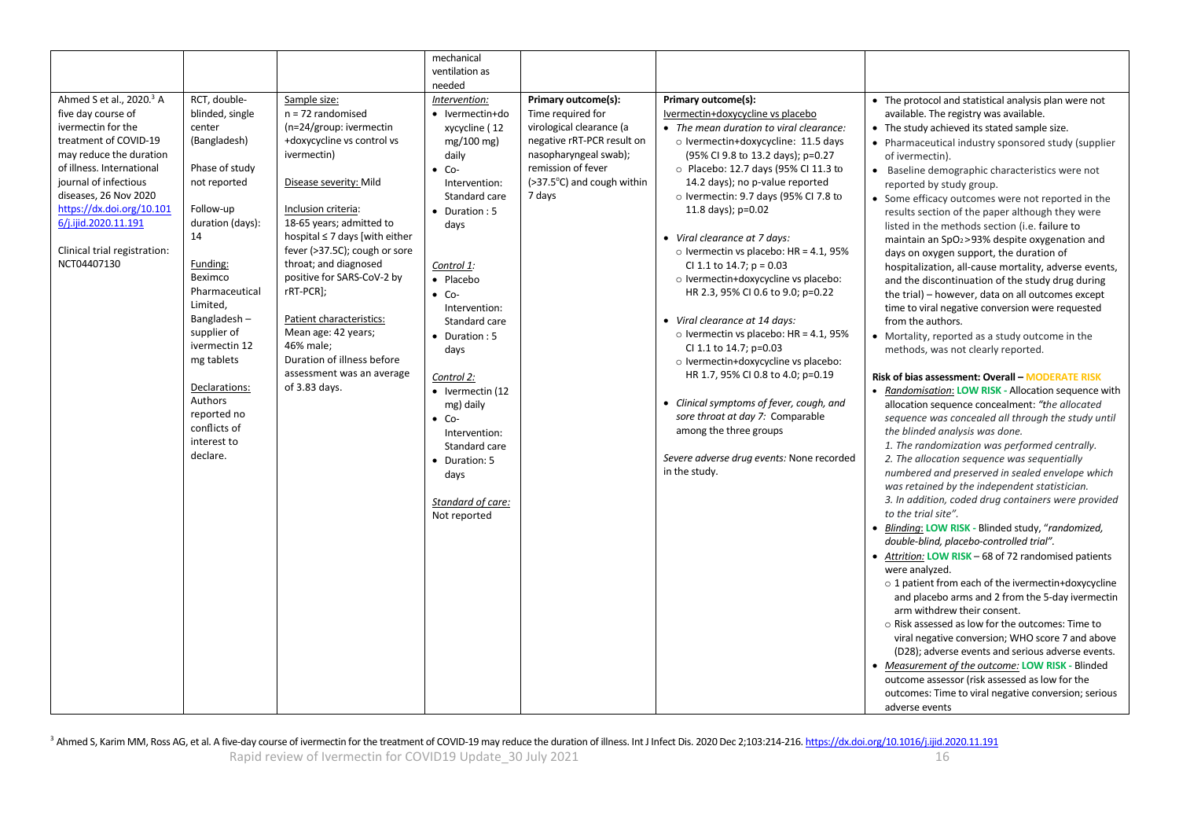| | | | | | | |
|---|---|---|---|---|---|---|
| | | | mechanical ventilation as needed | | | |
| Ahmed S et al., 2020.[3] A five day course of ivermectin for the treatment of COVID-19 may reduce the duration of illness. International journal of infectious diseases, 26 Nov 2020 https://dx.doi.org/10.1016/j.ijid.2020.11.191<br><br>Clinical trial registration: NCT04407130 | RCT, double-blinded, single center (Bangladesh)<br><br>Phase of study not reported<br><br>Follow-up duration (days): 14<br><br>Funding: Beximco Pharmaceutical Limited, Bangladesh – supplier of ivermectin 12 mg tablets<br><br>Declarations: Authors reported no conflicts of interest to declare. | Sample size: n = 72 randomised (n=24/group: ivermectin +doxycycline vs control vs ivermectin)<br><br>Disease severity: Mild<br><br>Inclusion criteria: 18-65 years; admitted to hospital ≤ 7 days [with either fever (>37.5C); cough or sore throat; and diagnosed positive for SARS-CoV-2 by rRT-PCR];<br><br>Patient characteristics: Mean age: 42 years; 46% male; Duration of illness before assessment was an average of 3.83 days. | *Intervention:*<br>• Ivermectin+doxycycline (12 mg/100 mg) daily<br>• Co-Intervention: Standard care<br>• Duration : 5 days<br><br>*Control 1:*<br>• Placebo<br>• Co-Intervention: Standard care<br>• Duration : 5 days<br><br>*Control 2:*<br>• Ivermectin (12 mg) daily<br>• Co-Intervention: Standard care<br>• Duration: 5 days<br><br>*Standard of care:* Not reported | **Primary outcome(s):** Time required for virological clearance (a negative rRT-PCR result on nasopharyngeal swab); remission of fever (>37.5°C) and cough within 7 days | **Primary outcome(s):**<br>Ivermectin+doxycycline vs placebo<br>• *The mean duration to viral clearance:*<br>○ Ivermectin+doxycycline: 11.5 days (95% CI 9.8 to 13.2 days); p=0.27<br>○ Placebo: 12.7 days (95% CI 11.3 to 14.2 days); no p-value reported<br>○ Ivermectin: 9.7 days (95% CI 7.8 to 11.8 days); p=0.02<br><br>• *Viral clearance at 7 days:*<br>○ Ivermectin vs placebo: HR = 4.1, 95% CI 1.1 to 14.7; p = 0.03<br>○ Ivermectin+doxycycline vs placebo: HR 2.3, 95% CI 0.6 to 9.0; p=0.22<br><br>• *Viral clearance at 14 days:*<br>○ Ivermectin vs placebo: HR = 4.1, 95% CI 1.1 to 14.7; p=0.03<br>○ Ivermectin+doxycycline vs placebo: HR 1.7, 95% CI 0.8 to 4.0; p=0.19<br><br>• *Clinical symptoms of fever, cough, and sore throat at day 7:* Comparable among the three groups<br><br>*Severe adverse drug events:* None recorded in the study. | • The protocol and statistical analysis plan were not available. The registry was available.<br>• The study achieved its stated sample size.<br>• Pharmaceutical industry sponsored study (supplier of ivermectin).<br>• Baseline demographic characteristics were not reported by study group.<br>• Some efficacy outcomes were not reported in the results section of the paper although they were listed in the methods section (i.e. failure to maintain an $SpO_2$>93% despite oxygenation and days on oxygen support, the duration of hospitalization, all-cause mortality, adverse events, and the discontinuation of the study drug during the trial) – however, data on all outcomes except time to viral negative conversion were requested from the authors.<br>• Mortality, reported as a study outcome in the methods, was not clearly reported.<br><br>**Risk of bias assessment: Overall – MODERATE RISK**<br>• *Randomisation*: **LOW RISK** - Allocation sequence with allocation sequence concealment: *"the allocated sequence was concealed all through the study until the blinded analysis was done. 1. The randomization was performed centrally. 2. The allocation sequence was sequentially numbered and preserved in sealed envelope which was retained by the independent statistician. 3. In addition, coded drug containers were provided to the trial site".*<br>• *Blinding*: **LOW RISK** - Blinded study, "*randomized, double-blind, placebo-controlled trial*".<br>• *Attrition:* **LOW RISK** – 68 of 72 randomised patients were analyzed.<br>○ 1 patient from each of the ivermectin+doxycycline and placebo arms and 2 from the 5-day ivermectin arm withdrew their consent.<br>○ Risk assessed as low for the outcomes: Time to viral negative conversion; WHO score 7 and above (D28); adverse events and serious adverse events.<br>• *Measurement of the outcome:* **LOW RISK** - Blinded outcome assessor (risk assessed as low for the outcomes: Time to viral negative conversion; serious adverse events |

[3] Ahmed S, Karim MM, Ross AG, et al. A five-day course of ivermectin for the treatment of COVID-19 may reduce the duration of illness. Int J Infect Dis. 2020 Dec 2;103:214-216. https://dx.doi.org/10.1016/j.ijid.2020.11.191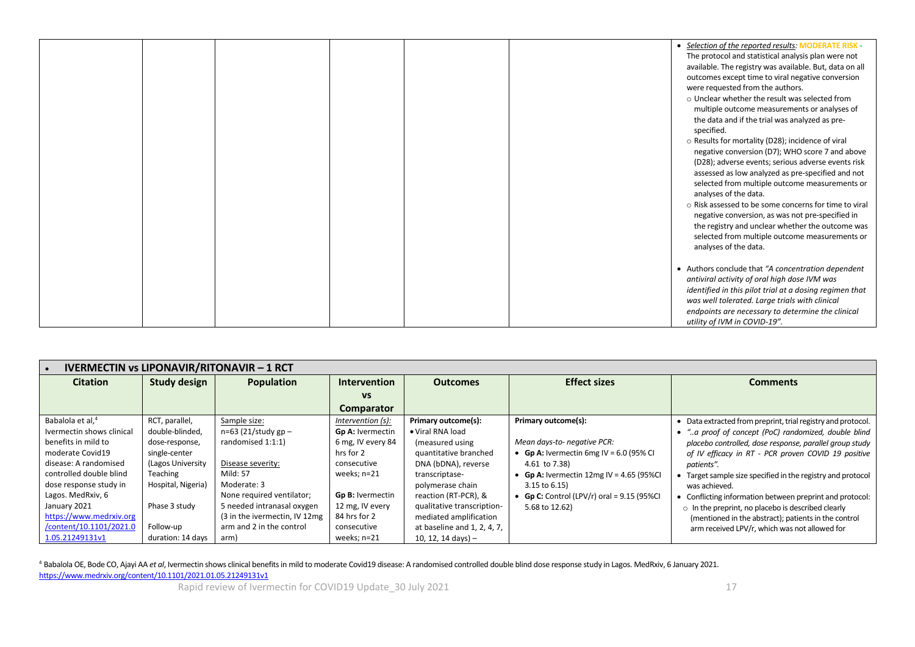| | | | | | | |
|---|---|---|---|---|---|---|
| | | | | | | • *Selection of the reported results:* **MODERATE RISK** - The protocol and statistical analysis plan were not available. The registry was available. But, data on all outcomes except time to viral negative conversion were requested from the authors.<br>○ Unclear whether the result was selected from multiple outcome measurements or analyses of the data and if the trial was analyzed as pre-specified.<br>○ Results for mortality (D28); incidence of viral negative conversion (D7); WHO score 7 and above (D28); adverse events; serious adverse events risk assessed as low analyzed as pre-specified and not selected from multiple outcome measurements or analyses of the data.<br>○ Risk assessed to be some concerns for time to viral negative conversion, as was not pre-specified in the registry and unclear whether the outcome was selected from multiple outcome measurements or analyses of the data.<br><br>• Authors conclude that *"A concentration dependent antiviral activity of oral high dose IVM was identified in this pilot trial at a dosing regimen that was well tolerated. Large trials with clinical endpoints are necessary to determine the clinical utility of IVM in COVID-19".* |

**• IVERMECTIN vs LIPONAVIR/RITONAVIR – 1 RCT**

| Citation | Study design | Population | Intervention vs Comparator | Outcomes | Effect sizes | Comments |
|---|---|---|---|---|---|---|
| Babalola et al,[4] Ivermectin shows clinical benefits in mild to moderate Covid19 disease: A randomised controlled double blind dose response study in Lagos. MedRxiv, 6 January 2021. https://www.medrxiv.org/content/10.1101/2021.01.05.21249131v1 | RCT, parallel, double-blinded, dose-response, single-center (Lagos University Teaching Hospital, Nigeria)<br><br>Phase 3 study<br><br>Follow-up duration: 14 days | Sample size:<br>n=63 (21/study gp – randomised 1:1:1)<br><br>Disease severity:<br>Mild: 57<br>Moderate: 3<br>None required ventilator; 5 needed intranasal oxygen (3 in the ivermectin, IV 12mg arm and 2 in the control arm) | *Intervention (s):*<br>**Gp A:** Ivermectin 6 mg, IV every 84 hrs for 2 consecutive weeks; n=21<br><br>**Gp B:** Ivermectin 12 mg, IV every 84 hrs for 2 consecutive weeks; n=21 | **Primary outcome(s):**<br>• Viral RNA load (measured using quantitative branched DNA (bDNA), reverse transcriptase-polymerase chain reaction (RT-PCR), & qualitative transcription-mediated amplification at baseline and 1, 2, 4, 7, 10, 12, 14 days) – | **Primary outcome(s):**<br><br>*Mean days-to- negative PCR:*<br>• **Gp A:** Ivermectin 6mg IV = 6.0 (95% CI 4.61 to 7.38)<br>• **Gp A:** Ivermectin 12mg IV = 4.65 (95%CI 3.15 to 6.15)<br>• **Gp C:** Control (LPV/r) oral = 9.15 (95%CI 5.68 to 12.62) | • Data extracted from preprint, trial registry and protocol.<br>• *"..a proof of concept (PoC) randomized, double blind placebo controlled, dose response, parallel group study of IV efficacy in RT - PCR proven COVID 19 positive patients".*<br>• Target sample size specified in the registry and protocol was achieved.<br>• Conflicting information between preprint and protocol:<br>○ In the preprint, no placebo is described clearly (mentioned in the abstract); patients in the control arm received LPV/r, which was not allowed for |

[4] Babalola OE, Bode CO, Ajayi AA *et al*, Ivermectin shows clinical benefits in mild to moderate Covid19 disease: A randomised controlled double blind dose response study in Lagos. MedRxiv, 6 January 2021. https://www.medrxiv.org/content/10.1101/2021.01.05.21249131v1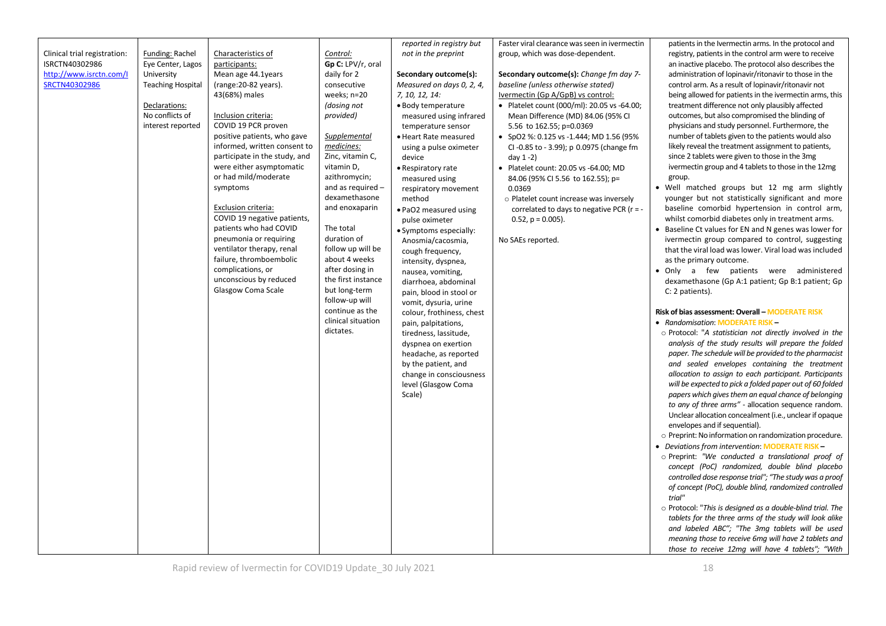| | | | | | | |
|---|---|---|---|---|---|---|
| Clinical trial registration: ISRCTN40302986 http://www.isrctn.com/ISRCTN40302986 | Funding: Rachel Eye Center, Lagos University Teaching Hospital<br><br>Declarations: No conflicts of interest reported | Characteristics of participants:<br>Mean age 44.1years (range:20-82 years). 43(68%) males<br><br>Inclusion criteria:<br>COVID 19 PCR proven positive patients, who gave informed, written consent to participate in the study, and were either asymptomatic or had mild/moderate symptoms<br><br>Exclusion criteria:<br>COVID 19 negative patients, patients who had COVID pneumonia or requiring ventilator therapy, renal failure, thromboembolic complications, or unconscious by reduced Glasgow Coma Scale | *Control:*<br>**Gp C:** LPV/r, oral daily for 2 consecutive weeks; n=20 *(dosing not provided)*<br><br>*Supplemental medicines:*<br>Zinc, vitamin C, vitamin D, azithromycin; and as required – dexamethasone and enoxaparin<br><br>The total duration of follow up will be about 4 weeks after dosing in the first instance but long-term follow-up will continue as the clinical situation dictates. | *reported in registry but not in the preprint*<br><br>**Secondary outcome(s):**<br>*Measured on days 0, 2, 4, 7, 10, 12, 14:*<br>• Body temperature measured using infrared temperature sensor<br>• Heart Rate measured using a pulse oximeter device<br>• Respiratory rate measured using respiratory movement method<br>• PaO2 measured using pulse oximeter<br>• Symptoms especially: Anosmia/cacosmia, cough frequency, intensity, dyspnea, nausea, vomiting, diarrhoea, abdominal pain, blood in stool or vomit, dysuria, urine colour, frothiness, chest pain, palpitations, tiredness, lassitude, dyspnea on exertion headache, as reported by the patient, and change in consciousness level (Glasgow Coma Scale) | Faster viral clearance was seen in ivermectin group, which was dose-dependent.<br><br>**Secondary outcome(s):** *Change fm day 7-baseline (unless otherwise stated)*<br>Ivermectin (Gp A/GpB) vs control:<br>• Platelet count (000/ml): 20.05 vs -64.00; Mean Difference (MD) 84.06 (95% CI 5.56 to 162.55; p=0.0369<br>• SpO2 %: 0.125 vs -1.444; MD 1.56 (95% CI -0.85 to - 3.99); p 0.0975 (change fm day 1 -2)<br>• Platelet count: 20.05 vs -64.00; MD 84.06 (95% CI 5.56 to 162.55); p= 0.0369<br>  ○ Platelet count increase was inversely correlated to days to negative PCR (r = -0.52, p = 0.005).<br><br>No SAEs reported. | patients in the Ivermectin arms. In the protocol and registry, patients in the control arm were to receive an inactive placebo. The protocol also describes the administration of lopinavir/ritonavir to those in the control arm. As a result of lopinavir/ritonavir not being allowed for patients in the ivermectin arms, this treatment difference not only plausibly affected outcomes, but also compromised the blinding of physicians and study personnel. Furthermore, the number of tablets given to the patients would also likely reveal the treatment assignment to patients, since 2 tablets were given to those in the 3mg ivermectin group and 4 tablets to those in the 12mg group.<br>• Well matched groups but 12 mg arm slightly younger but not statistically significant and more baseline comorbid hypertension in control arm, whilst comorbid diabetes only in treatment arms.<br>• Baseline Ct values for EN and N genes was lower for ivermectin group compared to control, suggesting that the viral load was lower. Viral load was included as the primary outcome.<br>• Only a few patients were administered dexamethasone (Gp A:1 patient; Gp B:1 patient; Gp C: 2 patients).<br><br>**Risk of bias assessment: Overall – MODERATE RISK**<br>• *Randomisation*: **MODERATE RISK –**<br>  ○ Protocol: "*A statistician not directly involved in the analysis of the study results will prepare the folded paper. The schedule will be provided to the pharmacist and sealed envelopes containing the treatment allocation to assign to each participant. Participants will be expected to pick a folded paper out of 60 folded papers which gives them an equal chance of belonging to any of three arms"* - allocation sequence random. Unclear allocation concealment (i.e., unclear if opaque envelopes and if sequential).<br>  ○ Preprint: No information on randomization procedure.<br>• *Deviations from intervention*: **MODERATE RISK –**<br>  ○ Preprint: *"We conducted a translational proof of concept (PoC) randomized, double blind placebo controlled dose response trial"; "The study was a proof of concept (PoC), double blind, randomized controlled trial"*<br>  ○ Protocol: "*This is designed as a double-blind trial. The tablets for the three arms of the study will look alike and labeled ABC"; "The 3mg tablets will be used meaning those to receive 6mg will have 2 tablets and those to receive 12mg will have 4 tablets"; "With* |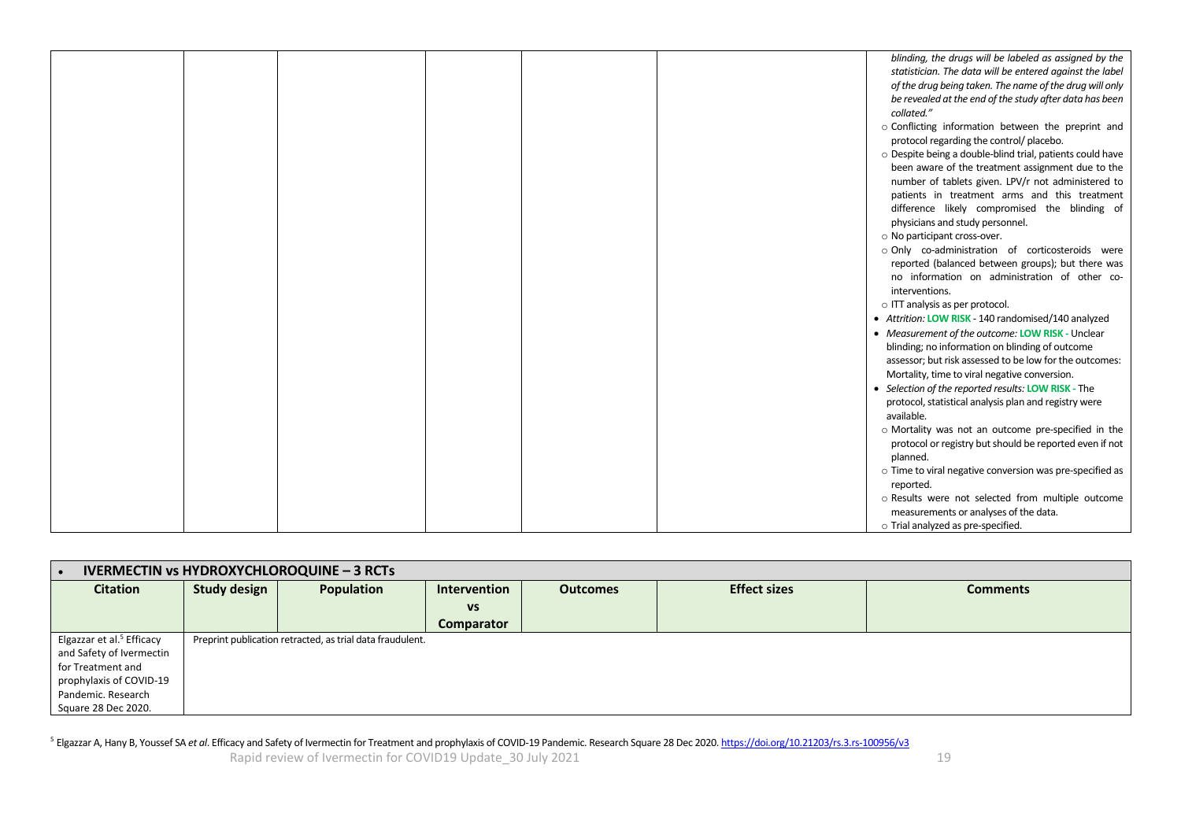| | | | | | | |
|---|---|---|---|---|---|---|
| | | | | | | *blinding, the drugs will be labeled as assigned by the statistician. The data will be entered against the label of the drug being taken. The name of the drug will only be revealed at the end of the study after data has been collated."*<br>○ Conflicting information between the preprint and protocol regarding the control/ placebo.<br>○ Despite being a double-blind trial, patients could have been aware of the treatment assignment due to the number of tablets given. LPV/r not administered to patients in treatment arms and this treatment difference likely compromised the blinding of physicians and study personnel.<br>○ No participant cross-over.<br>○ Only co-administration of corticosteroids were reported (balanced between groups); but there was no information on administration of other co-interventions.<br>○ ITT analysis as per protocol.<br>• *Attrition:* **LOW RISK** - 140 randomised/140 analyzed<br>• *Measurement of the outcome:* **LOW RISK** - Unclear blinding; no information on blinding of outcome assessor; but risk assessed to be low for the outcomes: Mortality, time to viral negative conversion.<br>• *Selection of the reported results:* **LOW RISK** - The protocol, statistical analysis plan and registry were available.<br>○ Mortality was not an outcome pre-specified in the protocol or registry but should be reported even if not planned.<br>○ Time to viral negative conversion was pre-specified as reported.<br>○ Results were not selected from multiple outcome measurements or analyses of the data.<br>○ Trial analyzed as pre-specified. |

| • **IVERMECTIN vs HYDROXYCHLOROQUINE – 3 RCTs** | | | | | | |
|---|---|---|---|---|---|---|
| **Citation** | **Study design** | **Population** | **Intervention vs Comparator** | **Outcomes** | **Effect sizes** | **Comments** |
| Elgazzar et al.[5] Efficacy and Safety of Ivermectin for Treatment and prophylaxis of COVID-19 Pandemic. Research Square 28 Dec 2020. | Preprint publication retracted, as trial data fraudulent. | | | | | |

[5] Elgazzar A, Hany B, Youssef SA *et al*. Efficacy and Safety of Ivermectin for Treatment and prophylaxis of COVID-19 Pandemic. Research Square 28 Dec 2020. https://doi.org/10.21203/rs.3.rs-100956/v3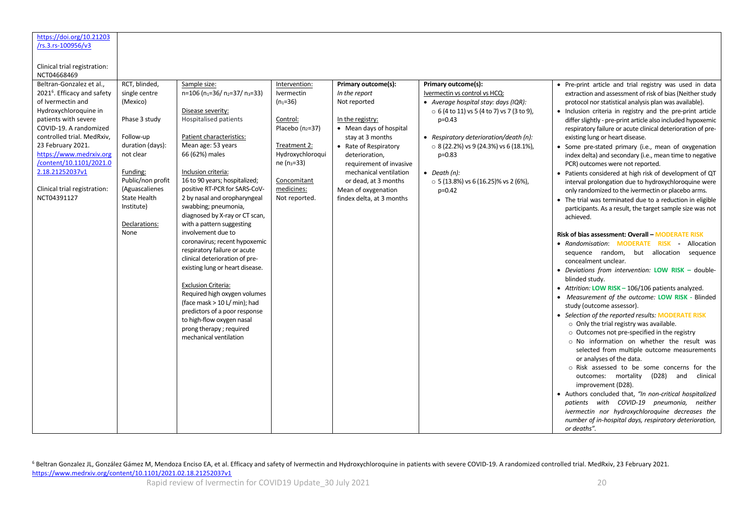| | | | | | | |
|---|---|---|---|---|---|---|
| https://doi.org/10.21203/rs.3.rs-100956/v3<br><br>Clinical trial registration: NCT04668469 | | | | | | |
| Beltran-Gonzalez et al., 2021[6]. Efficacy and safety of Ivermectin and Hydroxychloroquine in patients with severe COVID-19. A randomized controlled trial. MedRxiv, 23 February 2021. https://www.medrxiv.org/content/10.1101/2021.02.18.21252037v1<br><br>Clinical trial registration: NCT04391127 | RCT, blinded, single centre (Mexico)<br><br>Phase 3 study<br><br>Follow-up duration (days): not clear<br><br>Funding: Public/non profit (Aguascalienes State Health Institute)<br><br>Declarations: None | Sample size: n=106 ($n_1$=36/ $n_2$=37/ $n_3$=33)<br><br>Disease severity: Hospitalised patients<br><br>Patient characteristics: Mean age: 53 years 66 (62%) males<br><br>Inclusion criteria: 16 to 90 years; hospitalized; positive RT-PCR for SARS-CoV-2 by nasal and oropharyngeal swabbing; pneumonia, diagnosed by X-ray or CT scan, with a pattern suggesting involvement due to coronavirus; recent hypoxemic respiratory failure or acute clinical deterioration of pre-existing lung or heart disease.<br><br>Exclusion Criteria: Required high oxygen volumes (face mask > 10 L/ min); had predictors of a poor response to high-flow oxygen nasal prong therapy ; required mechanical ventilation | Intervention: Ivermectin ($n_1$=36)<br><br>Control: Placebo ($n_2$=37)<br><br>Treatment 2: Hydroxychloroquine ($n_3$=33)<br><br>Concomitant medicines: Not reported. | **Primary outcome(s):**<br>*In the report*<br>Not reported<br><br>In the registry:<br>• Mean days of hospital stay at 3 months<br>• Rate of Respiratory deterioration, requirement of invasive mechanical ventilation or dead, at 3 months<br>Mean of oxygenation findex delta, at 3 months | **Primary outcome(s):**<br>Ivermectin vs control vs HCQ:<br>• *Average hospital stay: days (IQR):*<br>○ 6 (4 to 11) vs 5 (4 to 7) vs 7 (3 to 9), p=0.43<br><br>• *Respiratory deterioration/death (n):*<br>○ 8 (22.2%) vs 9 (24.3%) vs 6 (18.1%), p=0.83<br><br>• *Death (n):*<br>○ 5 (13.8%) vs 6 (16.25)% vs 2 (6%), p=0.42 | • Pre-print article and trial registry was used in data extraction and assessment of risk of bias (Neither study protocol nor statistical analysis plan was available).<br>• Inclusion criteria in registry and the pre-print article differ slightly - pre-print article also included hypoxemic respiratory failure or acute clinical deterioration of pre-existing lung or heart disease.<br>• Some pre-stated primary (i.e., mean of oxygenation index delta) and secondary (i.e., mean time to negative PCR) outcomes were not reported.<br>• Patients considered at high risk of development of QT interval prolongation due to hydroxychloroquine were only randomized to the ivermectin or placebo arms.<br>• The trial was terminated due to a reduction in eligible participants. As a result, the target sample size was not achieved.<br><br>**Risk of bias assessment: Overall – MODERATE RISK**<br>• *Randomisation*: **MODERATE RISK** - Allocation sequence random, but allocation sequence concealment unclear.<br>• *Deviations from intervention:* **LOW RISK** – double-blinded study.<br>• *Attrition:* **LOW RISK** – 106/106 patients analyzed.<br>• *Measurement of the outcome:* **LOW RISK** - Blinded study (outcome assessor).<br>• *Selection of the reported results:* **MODERATE RISK**<br>○ Only the trial registry was available.<br>○ Outcomes not pre-specified in the registry<br>○ No information on whether the result was selected from multiple outcome measurements or analyses of the data.<br>○ Risk assessed to be some concerns for the outcomes: mortality (D28) and clinical improvement (D28).<br>• Authors concluded that, *"In non-critical hospitalized patients with COVID-19 pneumonia, neither ivermectin nor hydroxychloroquine decreases the number of in-hospital days, respiratory deterioration, or deaths".* |

[6] Beltran Gonzalez JL, González Gámez M, Mendoza Enciso EA, et al. Efficacy and safety of Ivermectin and Hydroxychloroquine in patients with severe COVID-19. A randomized controlled trial. MedRxiv, 23 February 2021. https://www.medrxiv.org/content/10.1101/2021.02.18.21252037v1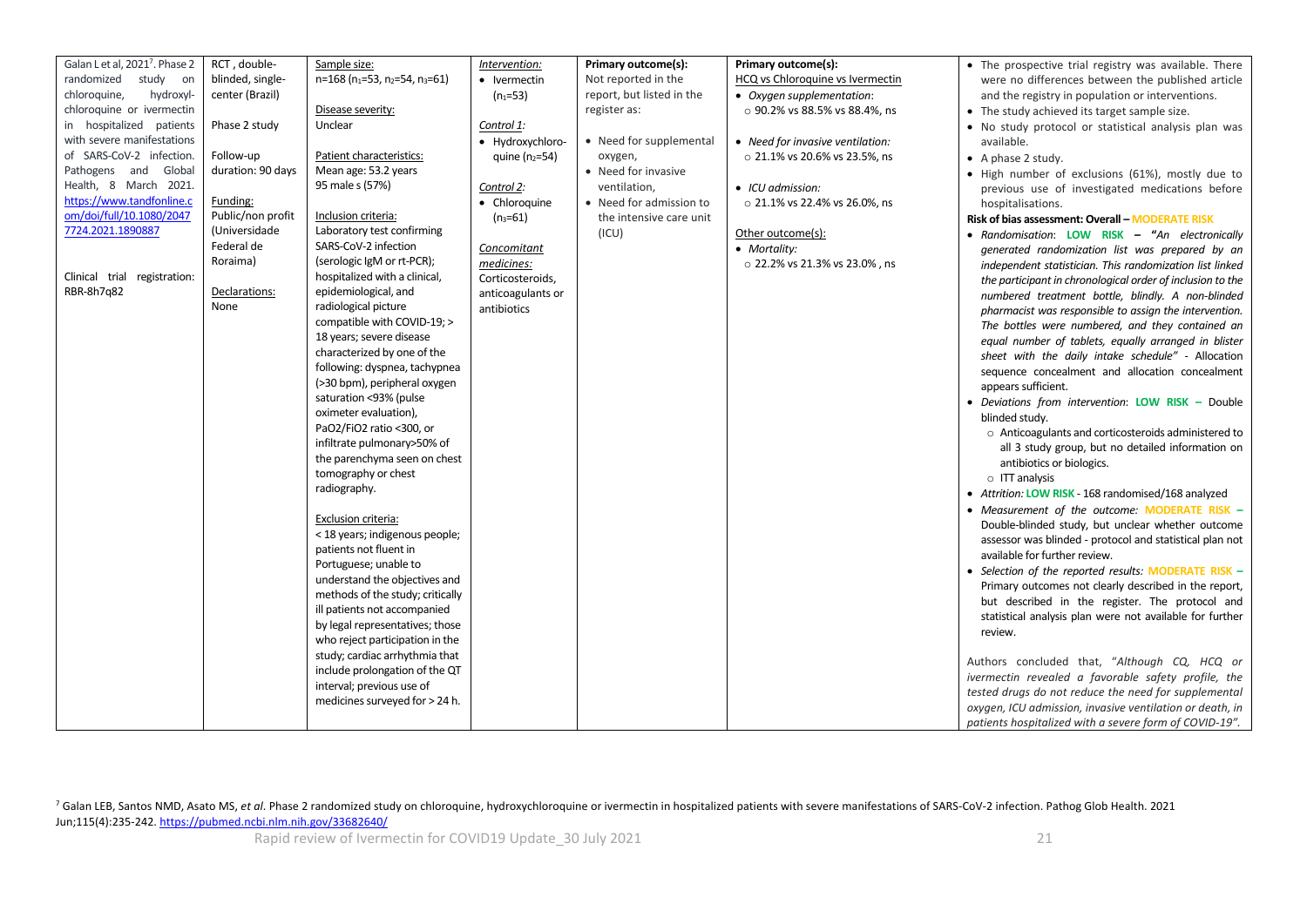| | | | | | | |
|---|---|---|---|---|---|---|
| Galan L et al, 2021[7]. Phase 2 randomized study on chloroquine, hydroxyl-chloroquine or ivermectin in hospitalized patients with severe manifestations of SARS-CoV-2 infection. Pathogens and Global Health, 8 March 2021. https://www.tandfonline.com/doi/full/10.1080/20477724.2021.1890887<br><br>Clinical trial registration: RBR-8h7q82 | RCT, double-blinded, single-center (Brazil)<br><br>Phase 2 study<br><br>Follow-up duration: 90 days<br><br>Funding: Public/non profit (Universidade Federal de Roraima)<br><br>Declarations: None | Sample size: n=168 ($n_1$=53, $n_2$=54, $n_3$=61)<br><br>Disease severity: Unclear<br><br>Patient characteristics: Mean age: 53.2 years 95 male s (57%)<br><br>Inclusion criteria: Laboratory test confirming SARS-CoV-2 infection (serologic IgM or rt-PCR); hospitalized with a clinical, epidemiological, and radiological picture compatible with COVID-19; > 18 years; severe disease characterized by one of the following: dyspnea, tachypnea (>30 bpm), peripheral oxygen saturation <93% (pulse oximeter evaluation), PaO2/FiO2 ratio <300, or infiltrate pulmonary>50% of the parenchyma seen on chest tomography or chest radiography.<br><br>Exclusion criteria: < 18 years; indigenous people; patients not fluent in Portuguese; unable to understand the objectives and methods of the study; critically ill patients not accompanied by legal representatives; those who reject participation in the study; cardiac arrhythmia that include prolongation of the QT interval; previous use of medicines surveyed for > 24 h. | *Intervention:*<br>• Ivermectin ($n_1$=53)<br><br>*Control 1:*<br>• Hydroxychloroquine ($n_2$=54)<br><br>*Control 2:*<br>• Chloroquine ($n_3$=61)<br><br>*Concomitant medicines:* Corticosteroids, anticoagulants or antibiotics | **Primary outcome(s):**<br>Not reported in the report, but listed in the register as:<br><br>• Need for supplemental oxygen,<br>• Need for invasive ventilation,<br>• Need for admission to the intensive care unit (ICU) | **Primary outcome(s):**<br>HCQ vs Chloroquine vs Ivermectin<br>• *Oxygen supplementation*:<br>○ 90.2% vs 88.5% vs 88.4%, ns<br><br>• *Need for invasive ventilation:*<br>○ 21.1% vs 20.6% vs 23.5%, ns<br><br>• *ICU admission:*<br>○ 21.1% vs 22.4% vs 26.0%, ns<br><br>Other outcome(s):<br>• *Mortality:*<br>○ 22.2% vs 21.3% vs 23.0% , ns | • The prospective trial registry was available. There were no differences between the published article and the registry in population or interventions.<br>• The study achieved its target sample size.<br>• No study protocol or statistical analysis plan was available.<br>• A phase 2 study.<br>• High number of exclusions (61%), mostly due to previous use of investigated medications before hospitalisations.<br>**Risk of bias assessment: Overall – MODERATE RISK**<br>• *Randomisation*: **LOW RISK** – *"An electronically generated randomization list was prepared by an independent statistician. This randomization list linked the participant in chronological order of inclusion to the numbered treatment bottle, blindly. A non-blinded pharmacist was responsible to assign the intervention. The bottles were numbered, and they contained an equal number of tablets, equally arranged in blister sheet with the daily intake schedule"* - Allocation sequence concealment and allocation concealment appears sufficient.<br>• *Deviations from intervention*: **LOW RISK** – Double blinded study.<br>○ Anticoagulants and corticosteroids administered to all 3 study group, but no detailed information on antibiotics or biologics.<br>○ ITT analysis<br>• *Attrition:* **LOW RISK** - 168 randomised/168 analyzed<br>• *Measurement of the outcome:* **MODERATE RISK** – Double-blinded study, but unclear whether outcome assessor was blinded - protocol and statistical plan not available for further review.<br>• *Selection of the reported results:* **MODERATE RISK** – Primary outcomes not clearly described in the report, but described in the register. The protocol and statistical analysis plan were not available for further review.<br><br>Authors concluded that, *"Although CQ, HCQ or ivermectin revealed a favorable safety profile, the tested drugs do not reduce the need for supplemental oxygen, ICU admission, invasive ventilation or death, in patients hospitalized with a severe form of COVID-19"*. |

[7] Galan LEB, Santos NMD, Asato MS, *et al*. Phase 2 randomized study on chloroquine, hydroxychloroquine or ivermectin in hospitalized patients with severe manifestations of SARS-CoV-2 infection. Pathog Glob Health. 2021 Jun;115(4):235-242. https://pubmed.ncbi.nlm.nih.gov/33682640/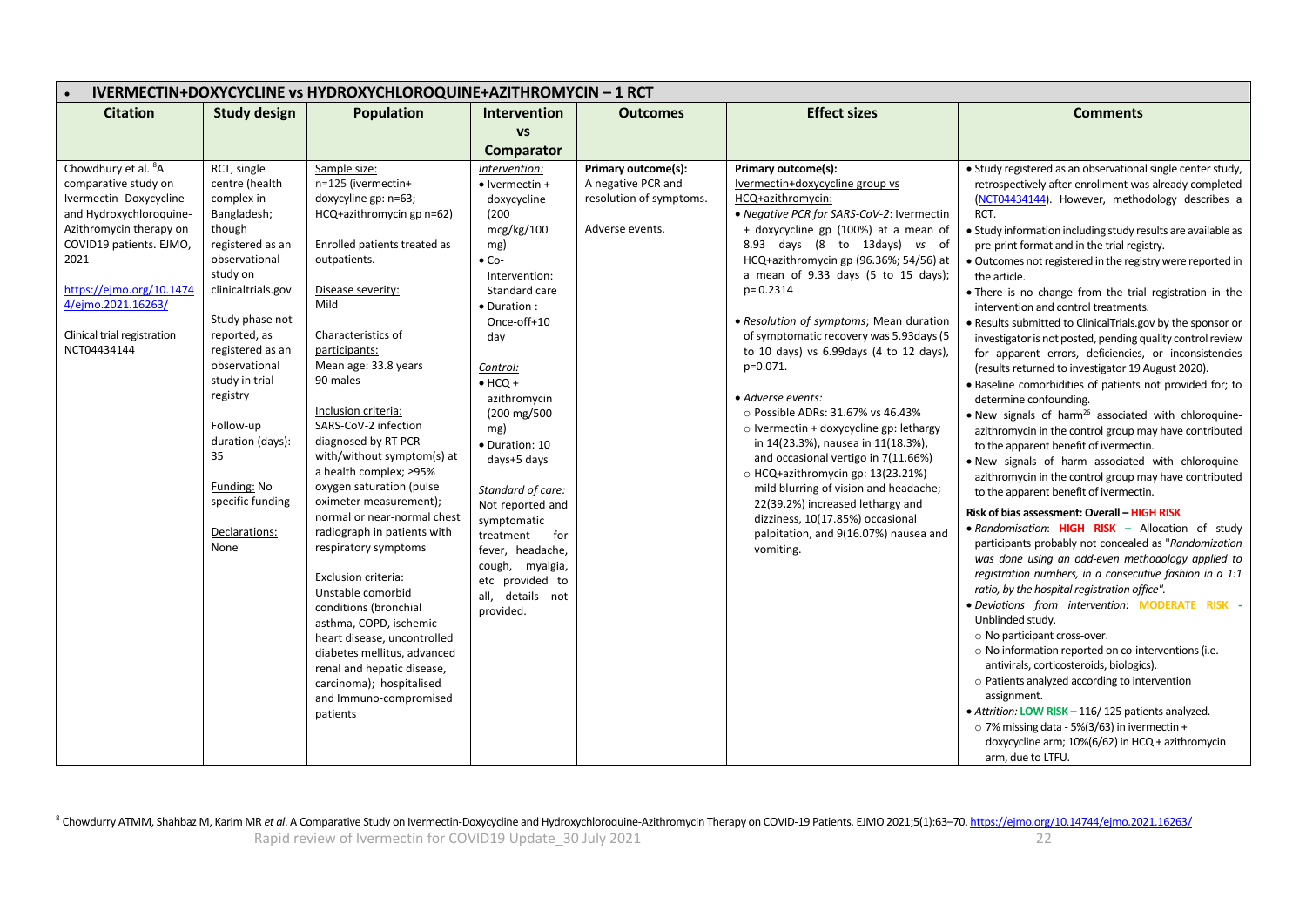| IVERMECTIN+DOXYCYCLINE vs HYDROXYCHLOROQUINE+AZITHROMYCIN – 1 RCT | | | | | | |
|---|---|---|---|---|---|---|
| **Citation** | **Study design** | **Population** | **Intervention vs Comparator** | **Outcomes** | **Effect sizes** | **Comments** |
| Chowdhury et al. [8]A comparative study on Ivermectin- Doxycycline and Hydroxychloroquine-Azithromycin therapy on COVID19 patients. EJMO, 2021<br><br>https://ejmo.org/10.14744/ejmo.2021.16263/<br><br>Clinical trial registration NCT04434144 | RCT, single centre (health complex in Bangladesh; though registered as an observational study on clinicaltrials.gov.<br><br>Study phase not reported, as registered as an observational study in trial registry<br><br>Follow-up duration (days): 35<br><br>Funding: No specific funding<br><br>Declarations: None | Sample size:<br>n=125 (ivermectin+ doxycyline gp: n=63; HCQ+azithromycin gp n=62)<br><br>Enrolled patients treated as outpatients.<br><br>Disease severity:<br>Mild<br><br>Characteristics of participants:<br>Mean age: 33.8 years<br>90 males<br><br>Inclusion criteria:<br>SARS-CoV-2 infection diagnosed by RT PCR with/without symptom(s) at a health complex; ≥95% oxygen saturation (pulse oximeter measurement); normal or near-normal chest radiograph in patients with respiratory symptoms<br><br>Exclusion criteria:<br>Unstable comorbid conditions (bronchial asthma, COPD, ischemic heart disease, uncontrolled diabetes mellitus, advanced renal and hepatic disease, carcinoma); hospitalised and Immuno-compromised patients | *Intervention:*<br>• Ivermectin + doxycycline (200 mcg/kg/100 mg)<br>• Co-Intervention: Standard care<br>• Duration : Once-off+10 day<br><br>*Control:*<br>• HCQ + azithromycin (200 mg/500 mg)<br>• Duration: 10 days+5 days<br><br>*Standard of care:*<br>Not reported and symptomatic treatment for fever, headache, cough, myalgia, etc provided to all, details not provided. | **Primary outcome(s):**<br>A negative PCR and resolution of symptoms.<br><br>Adverse events. | **Primary outcome(s):**<br>Ivermectin+doxycycline group vs HCQ+azithromycin:<br>• *Negative PCR for SARS-CoV-2*: Ivermectin + doxycycline gp (100%) at a mean of 8.93 days (8 to 13days) *vs* of HCQ+azithromycin gp (96.36%; 54/56) at a mean of 9.33 days (5 to 15 days); p= 0.2314<br><br>• *Resolution of symptoms*; Mean duration of symptomatic recovery was 5.93days (5 to 10 days) vs 6.99days (4 to 12 days), p=0.071.<br><br>• *Adverse events:*<br>○ Possible ADRs: 31.67% vs 46.43%<br>○ Ivermectin + doxycycline gp: lethargy in 14(23.3%), nausea in 11(18.3%), and occasional vertigo in 7(11.66%)<br>○ HCQ+azithromycin gp: 13(23.21%) mild blurring of vision and headache; 22(39.2%) increased lethargy and dizziness, 10(17.85%) occasional palpitation, and 9(16.07%) nausea and vomiting. | • Study registered as an observational single center study, retrospectively after enrollment was already completed (NCT04434144). However, methodology describes a RCT.<br>• Study information including study results are available as pre-print format and in the trial registry.<br>• Outcomes not registered in the registry were reported in the article.<br>• There is no change from the trial registration in the intervention and control treatments.<br>• Results submitted to ClinicalTrials.gov by the sponsor or investigator is not posted, pending quality control review for apparent errors, deficiencies, or inconsistencies (results returned to investigator 19 August 2020).<br>• Baseline comorbidities of patients not provided for; to determine confounding.<br>• New signals of harm[26] associated with chloroquine-azithromycin in the control group may have contributed to the apparent benefit of ivermectin.<br>• New signals of harm associated with chloroquine-azithromycin in the control group may have contributed to the apparent benefit of ivermectin.<br><br>**Risk of bias assessment: Overall – HIGH RISK**<br>• *Randomisation*: **HIGH RISK** – Allocation of study participants probably not concealed as "*Randomization was done using an odd-even methodology applied to registration numbers, in a consecutive fashion in a 1:1 ratio, by the hospital registration office*".<br>• *Deviations from intervention*: **MODERATE RISK** - Unblinded study.<br>○ No participant cross-over.<br>○ No information reported on co-interventions (i.e. antivirals, corticosteroids, biologics).<br>○ Patients analyzed according to intervention assignment.<br>• *Attrition:* **LOW RISK** – 116/ 125 patients analyzed.<br>○ 7% missing data - 5%(3/63) in ivermectin + doxycycline arm; 10%(6/62) in HCQ + azithromycin arm, due to LTFU. |

[8] Chowdurry ATMM, Shahbaz M, Karim MR *et al*. A Comparative Study on Ivermectin-Doxycycline and Hydroxychloroquine-Azithromycin Therapy on COVID-19 Patients. EJMO 2021;5(1):63–70. https://ejmo.org/10.14744/ejmo.2021.16263/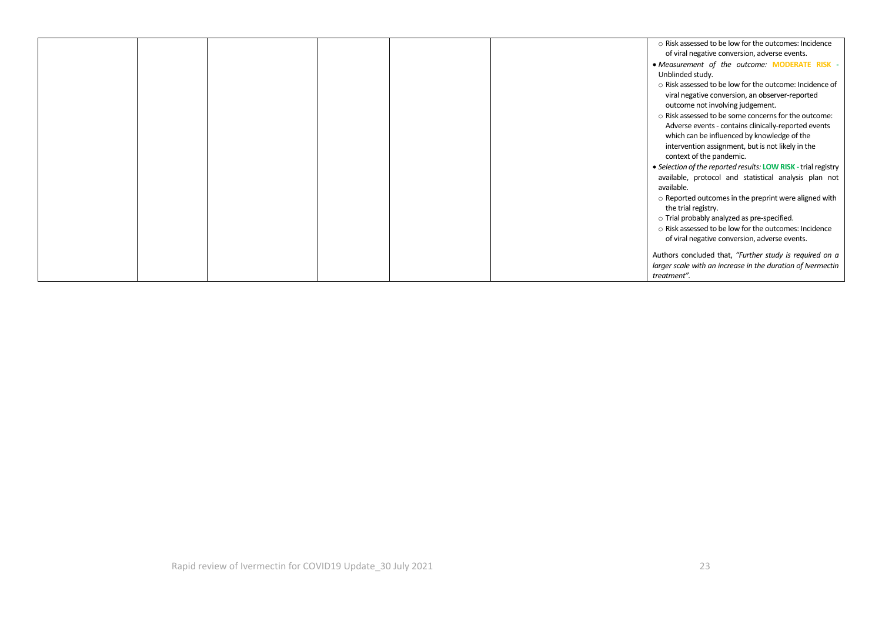| | | | | | | |
|---|---|---|---|---|---|---|
| | | | | | | ○ Risk assessed to be low for the outcomes: Incidence of viral negative conversion, adverse events.<br>• *Measurement of the outcome:* **MODERATE RISK** - Unblinded study.<br>○ Risk assessed to be low for the outcome: Incidence of viral negative conversion, an observer-reported outcome not involving judgement.<br>○ Risk assessed to be some concerns for the outcome: Adverse events - contains clinically-reported events which can be influenced by knowledge of the intervention assignment, but is not likely in the context of the pandemic.<br>• *Selection of the reported results:* **LOW RISK** - trial registry available, protocol and statistical analysis plan not available.<br>○ Reported outcomes in the preprint were aligned with the trial registry.<br>○ Trial probably analyzed as pre-specified.<br>○ Risk assessed to be low for the outcomes: Incidence of viral negative conversion, adverse events.<br><br>Authors concluded that, *"Further study is required on a larger scale with an increase in the duration of Ivermectin treatment"*. |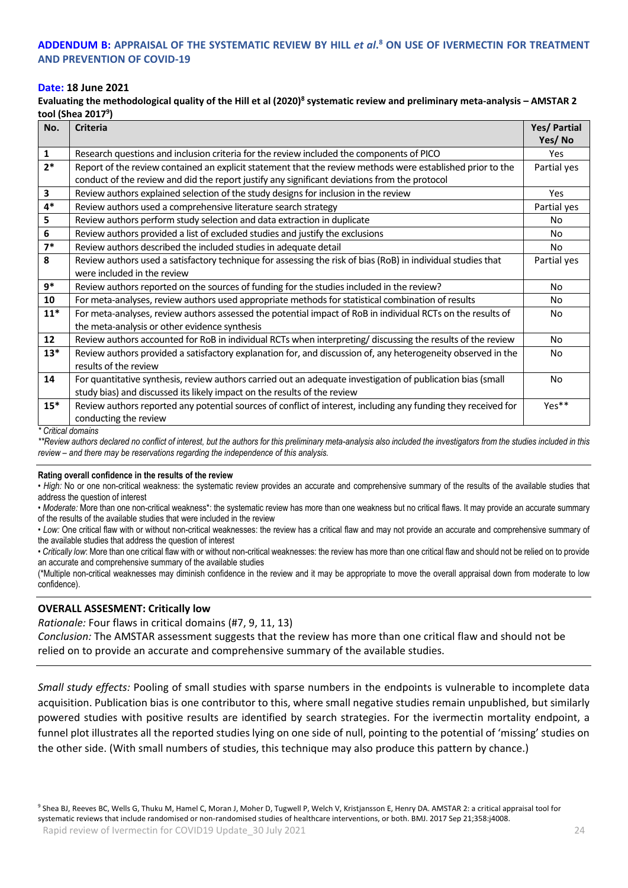## ADDENDUM B: APPRAISAL OF THE SYSTEMATIC REVIEW BY HILL *et al*.[8] ON USE OF IVERMECTIN FOR TREATMENT AND PREVENTION OF COVID-19

**Date: 18 June 2021**

**Evaluating the methodological quality of the Hill et al (2020)[8] systematic review and preliminary meta-analysis – AMSTAR 2 tool (Shea 2017[9])**

| No. | Criteria | Yes/ Partial Yes/ No |
|---|---|---|
| 1 | Research questions and inclusion criteria for the review included the components of PICO | Yes |
| 2* | Report of the review contained an explicit statement that the review methods were established prior to the conduct of the review and did the report justify any significant deviations from the protocol | Partial yes |
| 3 | Review authors explained selection of the study designs for inclusion in the review | Yes |
| 4* | Review authors used a comprehensive literature search strategy | Partial yes |
| 5 | Review authors perform study selection and data extraction in duplicate | No |
| 6 | Review authors provided a list of excluded studies and justify the exclusions | No |
| 7* | Review authors described the included studies in adequate detail | No |
| 8 | Review authors used a satisfactory technique for assessing the risk of bias (RoB) in individual studies that were included in the review | Partial yes |
| 9* | Review authors reported on the sources of funding for the studies included in the review? | No |
| 10 | For meta-analyses, review authors used appropriate methods for statistical combination of results | No |
| 11* | For meta-analyses, review authors assessed the potential impact of RoB in individual RCTs on the results of the meta-analysis or other evidence synthesis | No |
| 12 | Review authors accounted for RoB in individual RCTs when interpreting/ discussing the results of the review | No |
| 13* | Review authors provided a satisfactory explanation for, and discussion of, any heterogeneity observed in the results of the review | No |
| 14 | For quantitative synthesis, review authors carried out an adequate investigation of publication bias (small study bias) and discussed its likely impact on the results of the review | No |
| 15* | Review authors reported any potential sources of conflict of interest, including any funding they received for conducting the review | Yes** |

*\* Critical domains*

*\*\*Review authors declared no conflict of interest, but the authors for this preliminary meta-analysis also included the investigators from the studies included in this review – and there may be reservations regarding the independence of this analysis.*

**Rating overall confidence in the results of the review**

- *High:* No or one non-critical weakness: the systematic review provides an accurate and comprehensive summary of the results of the available studies that address the question of interest
- *Moderate:* More than one non-critical weakness*: the systematic review has more than one weakness but no critical flaws. It may provide an accurate summary of the results of the available studies that were included in the review
- *Low:* One critical flaw with or without non-critical weaknesses: the review has a critical flaw and may not provide an accurate and comprehensive summary of the available studies that address the question of interest
- *Critically low*: More than one critical flaw with or without non-critical weaknesses: the review has more than one critical flaw and should not be relied on to provide an accurate and comprehensive summary of the available studies

(*Multiple non-critical weaknesses may diminish confidence in the review and it may be appropriate to move the overall appraisal down from moderate to low confidence).

**OVERALL ASSESMENT: Critically low**

*Rationale:* Four flaws in critical domains (#7, 9, 11, 13)

*Conclusion:* The AMSTAR assessment suggests that the review has more than one critical flaw and should not be relied on to provide an accurate and comprehensive summary of the available studies.

*Small study effects:* Pooling of small studies with sparse numbers in the endpoints is vulnerable to incomplete data acquisition. Publication bias is one contributor to this, where small negative studies remain unpublished, but similarly powered studies with positive results are identified by search strategies. For the ivermectin mortality endpoint, a funnel plot illustrates all the reported studies lying on one side of null, pointing to the potential of 'missing' studies on the other side. (With small numbers of studies, this technique may also produce this pattern by chance.)

[9] Shea BJ, Reeves BC, Wells G, Thuku M, Hamel C, Moran J, Moher D, Tugwell P, Welch V, Kristjansson E, Henry DA. AMSTAR 2: a critical appraisal tool for systematic reviews that include randomised or non-randomised studies of healthcare interventions, or both. BMJ. 2017 Sep 21;358:j4008.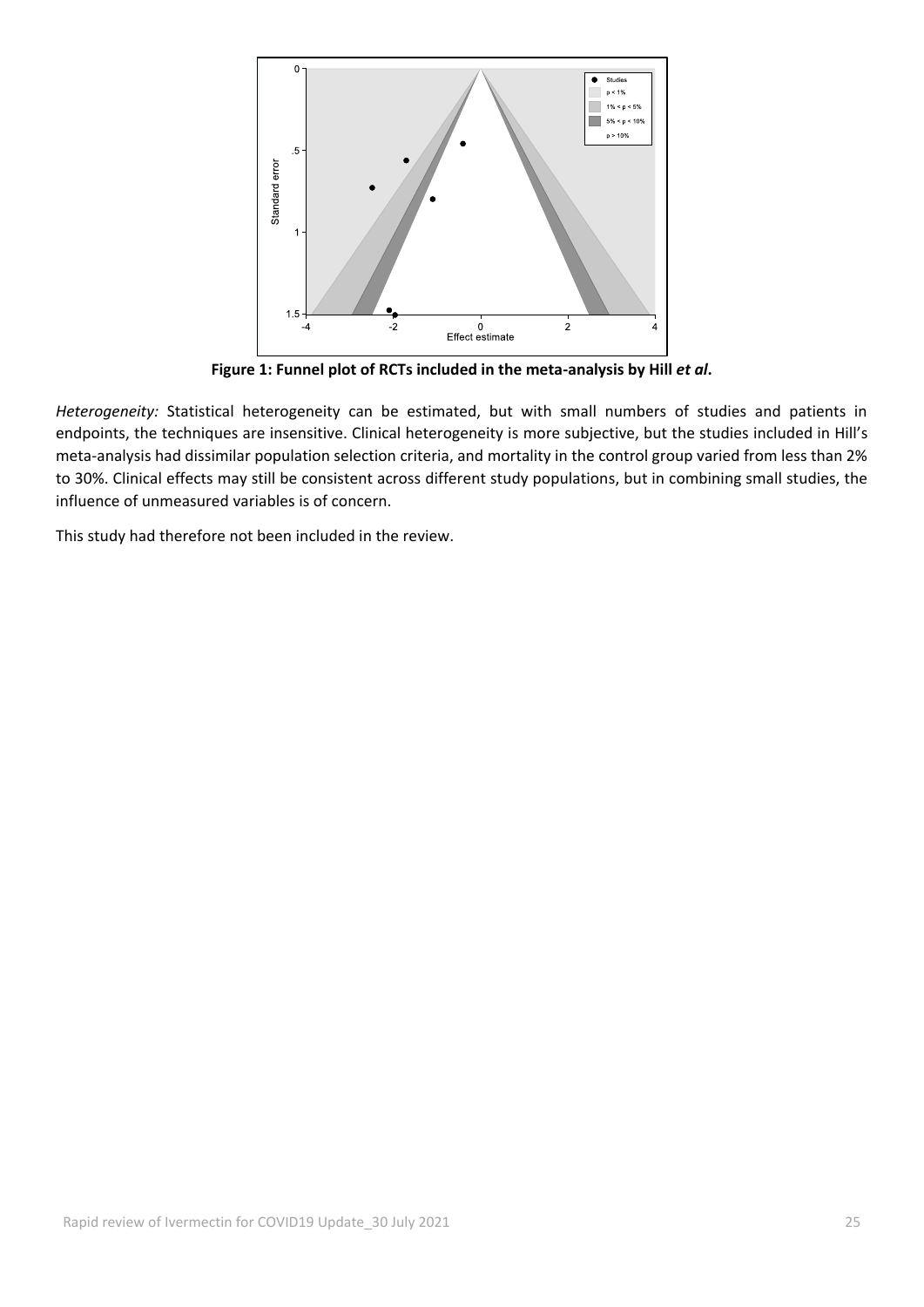**Figure 1: Funnel plot of RCTs included in the meta-analysis by Hill *et al*.**

*Heterogeneity:* Statistical heterogeneity can be estimated, but with small numbers of studies and patients in endpoints, the techniques are insensitive. Clinical heterogeneity is more subjective, but the studies included in Hill's meta-analysis had dissimilar population selection criteria, and mortality in the control group varied from less than 2% to 30%. Clinical effects may still be consistent across different study populations, but in combining small studies, the influence of unmeasured variables is of concern.

This study had therefore not been included in the review.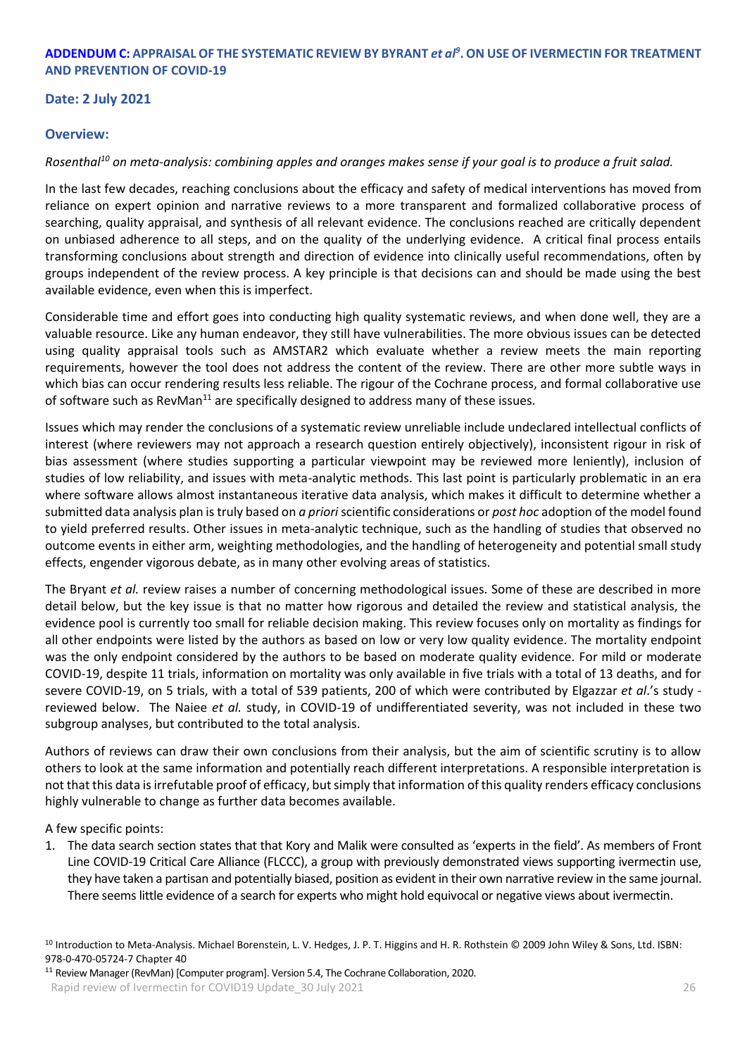## ADDENDUM C: APPRAISAL OF THE SYSTEMATIC REVIEW BY BYRANT *et al*[9]. ON USE OF IVERMECTIN FOR TREATMENT AND PREVENTION OF COVID-19

**Date: 2 July 2021**

### Overview:

*Rosenthal[10] on meta-analysis: combining apples and oranges makes sense if your goal is to produce a fruit salad.*

In the last few decades, reaching conclusions about the efficacy and safety of medical interventions has moved from reliance on expert opinion and narrative reviews to a more transparent and formalized collaborative process of searching, quality appraisal, and synthesis of all relevant evidence. The conclusions reached are critically dependent on unbiased adherence to all steps, and on the quality of the underlying evidence. A critical final process entails transforming conclusions about strength and direction of evidence into clinically useful recommendations, often by groups independent of the review process. A key principle is that decisions can and should be made using the best available evidence, even when this is imperfect.

Considerable time and effort goes into conducting high quality systematic reviews, and when done well, they are a valuable resource. Like any human endeavor, they still have vulnerabilities. The more obvious issues can be detected using quality appraisal tools such as AMSTAR2 which evaluate whether a review meets the main reporting requirements, however the tool does not address the content of the review. There are other more subtle ways in which bias can occur rendering results less reliable. The rigour of the Cochrane process, and formal collaborative use of software such as RevMan[11] are specifically designed to address many of these issues.

Issues which may render the conclusions of a systematic review unreliable include undeclared intellectual conflicts of interest (where reviewers may not approach a research question entirely objectively), inconsistent rigour in risk of bias assessment (where studies supporting a particular viewpoint may be reviewed more leniently), inclusion of studies of low reliability, and issues with meta-analytic methods. This last point is particularly problematic in an era where software allows almost instantaneous iterative data analysis, which makes it difficult to determine whether a submitted data analysis plan is truly based on *a priori* scientific considerations or *post hoc* adoption of the model found to yield preferred results. Other issues in meta-analytic technique, such as the handling of studies that observed no outcome events in either arm, weighting methodologies, and the handling of heterogeneity and potential small study effects, engender vigorous debate, as in many other evolving areas of statistics.

The Bryant *et al.* review raises a number of concerning methodological issues. Some of these are described in more detail below, but the key issue is that no matter how rigorous and detailed the review and statistical analysis, the evidence pool is currently too small for reliable decision making. This review focuses only on mortality as findings for all other endpoints were listed by the authors as based on low or very low quality evidence. The mortality endpoint was the only endpoint considered by the authors to be based on moderate quality evidence. For mild or moderate COVID-19, despite 11 trials, information on mortality was only available in five trials with a total of 13 deaths, and for severe COVID-19, on 5 trials, with a total of 539 patients, 200 of which were contributed by Elgazzar *et al*.'s study - reviewed below. The Naiee *et al.* study, in COVID-19 of undifferentiated severity, was not included in these two subgroup analyses, but contributed to the total analysis.

Authors of reviews can draw their own conclusions from their analysis, but the aim of scientific scrutiny is to allow others to look at the same information and potentially reach different interpretations. A responsible interpretation is not that this data is irrefutable proof of efficacy, but simply that information of this quality renders efficacy conclusions highly vulnerable to change as further data becomes available.

A few specific points:

1. The data search section states that that Kory and Malik were consulted as 'experts in the field'. As members of Front Line COVID-19 Critical Care Alliance (FLCCC), a group with previously demonstrated views supporting ivermectin use, they have taken a partisan and potentially biased, position as evident in their own narrative review in the same journal. There seems little evidence of a search for experts who might hold equivocal or negative views about ivermectin.

[10] Introduction to Meta-Analysis. Michael Borenstein, L. V. Hedges, J. P. T. Higgins and H. R. Rothstein © 2009 John Wiley & Sons, Ltd. ISBN: 978-0-470-05724-7 Chapter 40

[11] Review Manager (RevMan) [Computer program]. Version 5.4, The Cochrane Collaboration, 2020.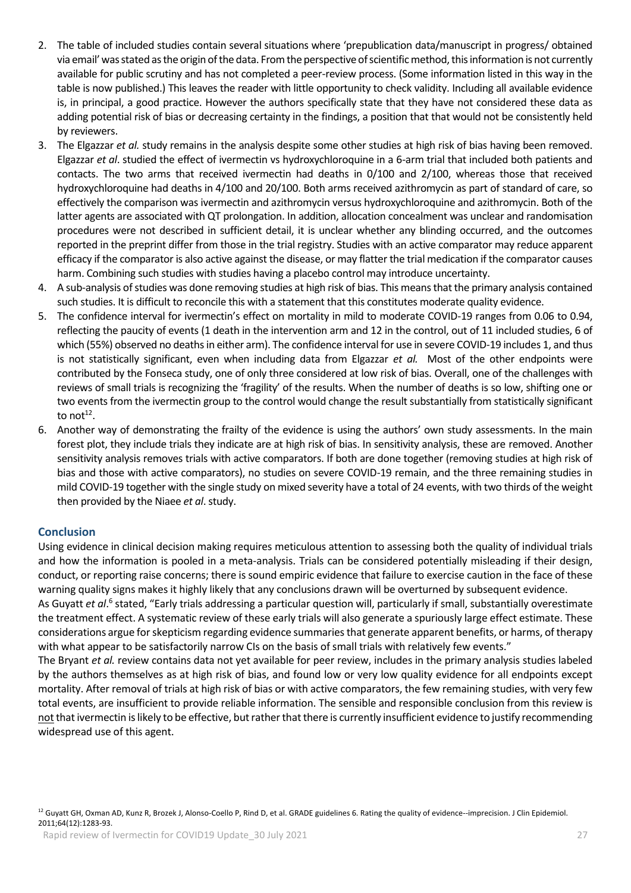2. The table of included studies contain several situations where 'prepublication data/manuscript in progress/ obtained via email' was stated as the origin of the data. From the perspective of scientific method, this information is not currently available for public scrutiny and has not completed a peer-review process. (Some information listed in this way in the table is now published.) This leaves the reader with little opportunity to check validity. Including all available evidence is, in principal, a good practice. However the authors specifically state that they have not considered these data as adding potential risk of bias or decreasing certainty in the findings, a position that that would not be consistently held by reviewers.
3. The Elgazzar *et al.* study remains in the analysis despite some other studies at high risk of bias having been removed. Elgazzar *et al*. studied the effect of ivermectin vs hydroxychloroquine in a 6-arm trial that included both patients and contacts. The two arms that received ivermectin had deaths in 0/100 and 2/100, whereas those that received hydroxychloroquine had deaths in 4/100 and 20/100. Both arms received azithromycin as part of standard of care, so effectively the comparison was ivermectin and azithromycin versus hydroxychloroquine and azithromycin. Both of the latter agents are associated with QT prolongation. In addition, allocation concealment was unclear and randomisation procedures were not described in sufficient detail, it is unclear whether any blinding occurred, and the outcomes reported in the preprint differ from those in the trial registry. Studies with an active comparator may reduce apparent efficacy if the comparator is also active against the disease, or may flatter the trial medication if the comparator causes harm. Combining such studies with studies having a placebo control may introduce uncertainty.
4. A sub-analysis of studies was done removing studies at high risk of bias. This means that the primary analysis contained such studies. It is difficult to reconcile this with a statement that this constitutes moderate quality evidence.
5. The confidence interval for ivermectin's effect on mortality in mild to moderate COVID-19 ranges from 0.06 to 0.94, reflecting the paucity of events (1 death in the intervention arm and 12 in the control, out of 11 included studies, 6 of which (55%) observed no deaths in either arm). The confidence interval for use in severe COVID-19 includes 1, and thus is not statistically significant, even when including data from Elgazzar *et al.* Most of the other endpoints were contributed by the Fonseca study, one of only three considered at low risk of bias. Overall, one of the challenges with reviews of small trials is recognizing the 'fragility' of the results. When the number of deaths is so low, shifting one or two events from the ivermectin group to the control would change the result substantially from statistically significant to not[12].
6. Another way of demonstrating the frailty of the evidence is using the authors' own study assessments. In the main forest plot, they include trials they indicate are at high risk of bias. In sensitivity analysis, these are removed. Another sensitivity analysis removes trials with active comparators. If both are done together (removing studies at high risk of bias and those with active comparators), no studies on severe COVID-19 remain, and the three remaining studies in mild COVID-19 together with the single study on mixed severity have a total of 24 events, with two thirds of the weight then provided by the Niaee *et al*. study.

## Conclusion

Using evidence in clinical decision making requires meticulous attention to assessing both the quality of individual trials and how the information is pooled in a meta-analysis. Trials can be considered potentially misleading if their design, conduct, or reporting raise concerns; there is sound empiric evidence that failure to exercise caution in the face of these warning quality signs makes it highly likely that any conclusions drawn will be overturned by subsequent evidence.

As Guyatt *et al*.[6] stated, "Early trials addressing a particular question will, particularly if small, substantially overestimate the treatment effect. A systematic review of these early trials will also generate a spuriously large effect estimate. These considerations argue for skepticism regarding evidence summaries that generate apparent benefits, or harms, of therapy with what appear to be satisfactorily narrow CIs on the basis of small trials with relatively few events."

The Bryant *et al.* review contains data not yet available for peer review, includes in the primary analysis studies labeled by the authors themselves as at high risk of bias, and found low or very low quality evidence for all endpoints except mortality. After removal of trials at high risk of bias or with active comparators, the few remaining studies, with very few total events, are insufficient to provide reliable information. The sensible and responsible conclusion from this review is <u>not</u> that ivermectin is likely to be effective, but rather that there is currently insufficient evidence to justify recommending widespread use of this agent.

[12] Guyatt GH, Oxman AD, Kunz R, Brozek J, Alonso-Coello P, Rind D, et al. GRADE guidelines 6. Rating the quality of evidence--imprecision. J Clin Epidemiol. 2011;64(12):1283-93.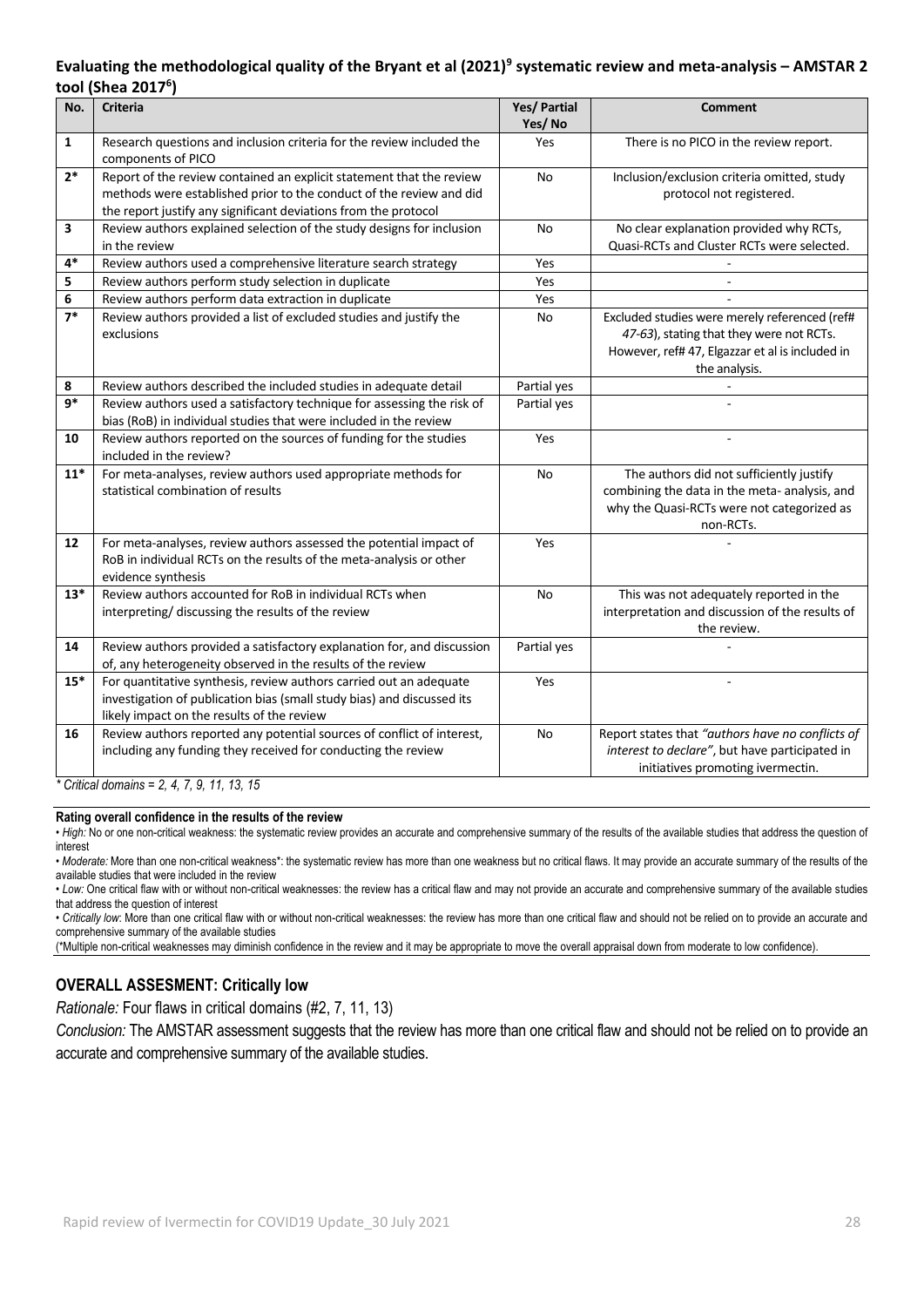### Evaluating the methodological quality of the Bryant et al (2021)[9] systematic review and meta-analysis – AMSTAR 2 tool (Shea 2017[6])

| No. | Criteria | Yes/ Partial Yes/ No | Comment |
|---|---|---|---|
| **1** | Research questions and inclusion criteria for the review included the components of PICO | Yes | There is no PICO in the review report. |
| **2*** | Report of the review contained an explicit statement that the review methods were established prior to the conduct of the review and did the report justify any significant deviations from the protocol | No | Inclusion/exclusion criteria omitted, study protocol not registered. |
| **3** | Review authors explained selection of the study designs for inclusion in the review | No | No clear explanation provided why RCTs, Quasi-RCTs and Cluster RCTs were selected. |
| **4*** | Review authors used a comprehensive literature search strategy | Yes | - |
| **5** | Review authors perform study selection in duplicate | Yes | - |
| **6** | Review authors perform data extraction in duplicate | Yes | - |
| **7*** | Review authors provided a list of excluded studies and justify the exclusions | No | Excluded studies were merely referenced (ref# *47-63*), stating that they were not RCTs. However, ref# 47, Elgazzar et al is included in the analysis. |
| **8** | Review authors described the included studies in adequate detail | Partial yes | - |
| **9*** | Review authors used a satisfactory technique for assessing the risk of bias (RoB) in individual studies that were included in the review | Partial yes | - |
| **10** | Review authors reported on the sources of funding for the studies included in the review? | Yes | - |
| **11*** | For meta-analyses, review authors used appropriate methods for statistical combination of results | No | The authors did not sufficiently justify combining the data in the meta- analysis, and why the Quasi-RCTs were not categorized as non-RCTs. |
| **12** | For meta-analyses, review authors assessed the potential impact of RoB in individual RCTs on the results of the meta-analysis or other evidence synthesis | Yes | - |
| **13*** | Review authors accounted for RoB in individual RCTs when interpreting/ discussing the results of the review | No | This was not adequately reported in the interpretation and discussion of the results of the review. |
| **14** | Review authors provided a satisfactory explanation for, and discussion of, any heterogeneity observed in the results of the review | Partial yes | - |
| **15*** | For quantitative synthesis, review authors carried out an adequate investigation of publication bias (small study bias) and discussed its likely impact on the results of the review | Yes | - |
| **16** | Review authors reported any potential sources of conflict of interest, including any funding they received for conducting the review | No | Report states that *"authors have no conflicts of interest to declare"*, but have participated in initiatives promoting ivermectin. |

*\* Critical domains = 2, 4, 7, 9, 11, 13, 15*

**Rating overall confidence in the results of the review**

- *High:* No or one non-critical weakness: the systematic review provides an accurate and comprehensive summary of the results of the available studies that address the question of interest
- *Moderate:* More than one non-critical weakness*: the systematic review has more than one weakness but no critical flaws. It may provide an accurate summary of the results of the available studies that were included in the review
- *Low:* One critical flaw with or without non-critical weaknesses: the review has a critical flaw and may not provide an accurate and comprehensive summary of the available studies that address the question of interest
- *Critically low*: More than one critical flaw with or without non-critical weaknesses: the review has more than one critical flaw and should not be relied on to provide an accurate and comprehensive summary of the available studies

(*Multiple non-critical weaknesses may diminish confidence in the review and it may be appropriate to move the overall appraisal down from moderate to low confidence).

### OVERALL ASSESMENT: Critically low

*Rationale:* Four flaws in critical domains (#2, 7, 11, 13)

*Conclusion:* The AMSTAR assessment suggests that the review has more than one critical flaw and should not be relied on to provide an accurate and comprehensive summary of the available studies.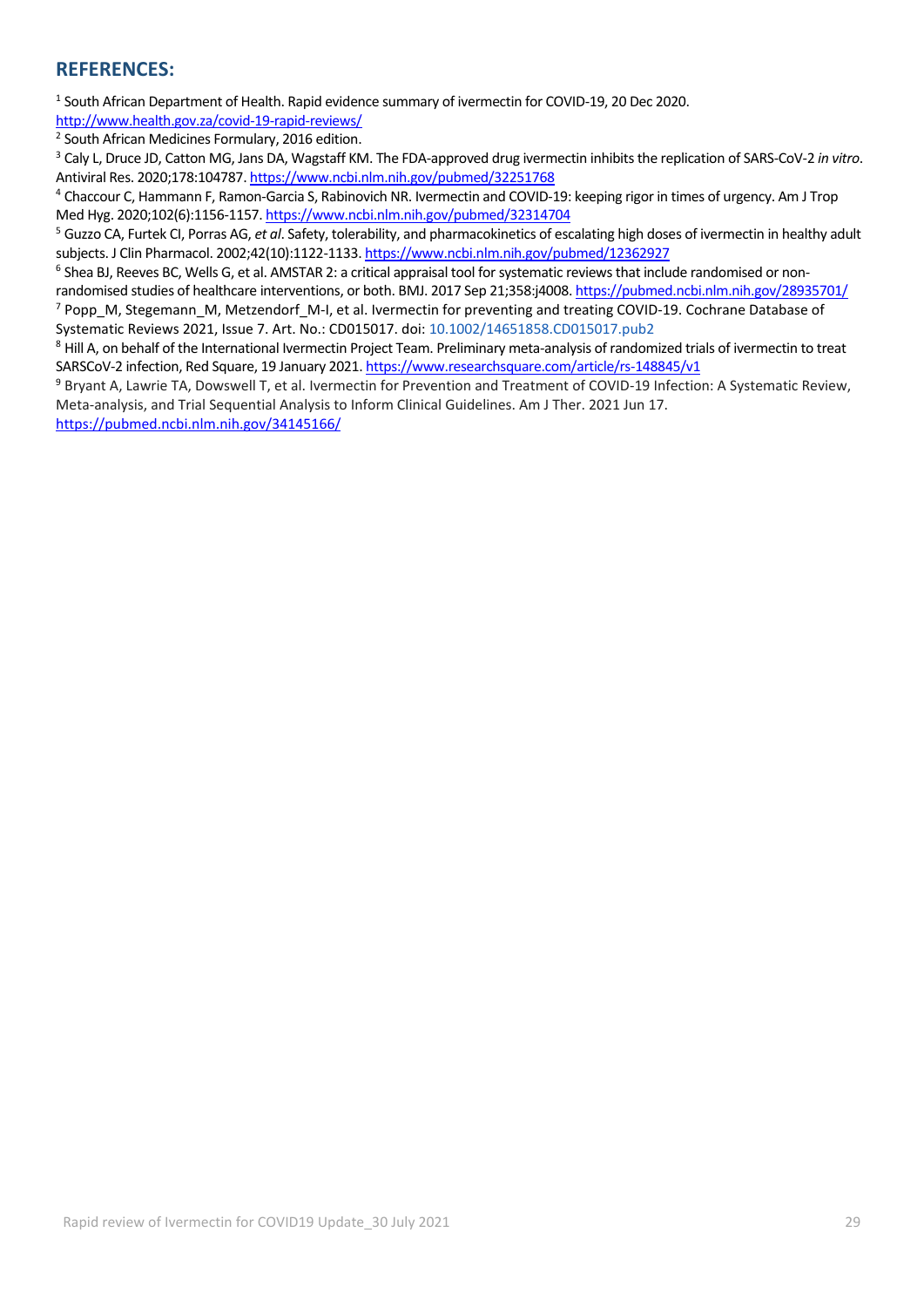## REFERENCES:

[1] South African Department of Health. Rapid evidence summary of ivermectin for COVID-19, 20 Dec 2020. http://www.health.gov.za/covid-19-rapid-reviews/

[2] South African Medicines Formulary, 2016 edition.

[3] Caly L, Druce JD, Catton MG, Jans DA, Wagstaff KM. The FDA-approved drug ivermectin inhibits the replication of SARS-CoV-2 *in vitro*. Antiviral Res. 2020;178:104787. https://www.ncbi.nlm.nih.gov/pubmed/32251768

[4] Chaccour C, Hammann F, Ramon-Garcia S, Rabinovich NR. Ivermectin and COVID-19: keeping rigor in times of urgency. Am J Trop Med Hyg. 2020;102(6):1156-1157. https://www.ncbi.nlm.nih.gov/pubmed/32314704

[5] Guzzo CA, Furtek CI, Porras AG, *et al*. Safety, tolerability, and pharmacokinetics of escalating high doses of ivermectin in healthy adult subjects. J Clin Pharmacol. 2002;42(10):1122-1133. https://www.ncbi.nlm.nih.gov/pubmed/12362927

[6] Shea BJ, Reeves BC, Wells G, et al. AMSTAR 2: a critical appraisal tool for systematic reviews that include randomised or non-randomised studies of healthcare interventions, or both. BMJ. 2017 Sep 21;358:j4008. https://pubmed.ncbi.nlm.nih.gov/28935701/

[7] Popp_M, Stegemann_M, Metzendorf_M-I, et al. Ivermectin for preventing and treating COVID-19. Cochrane Database of Systematic Reviews 2021, Issue 7. Art. No.: CD015017. doi: 10.1002/14651858.CD015017.pub2

[8] Hill A, on behalf of the International Ivermectin Project Team. Preliminary meta-analysis of randomized trials of ivermectin to treat SARSCoV-2 infection, Red Square, 19 January 2021. https://www.researchsquare.com/article/rs-148845/v1

[9] Bryant A, Lawrie TA, Dowswell T, et al. Ivermectin for Prevention and Treatment of COVID-19 Infection: A Systematic Review, Meta-analysis, and Trial Sequential Analysis to Inform Clinical Guidelines. Am J Ther. 2021 Jun 17. https://pubmed.ncbi.nlm.nih.gov/34145166/